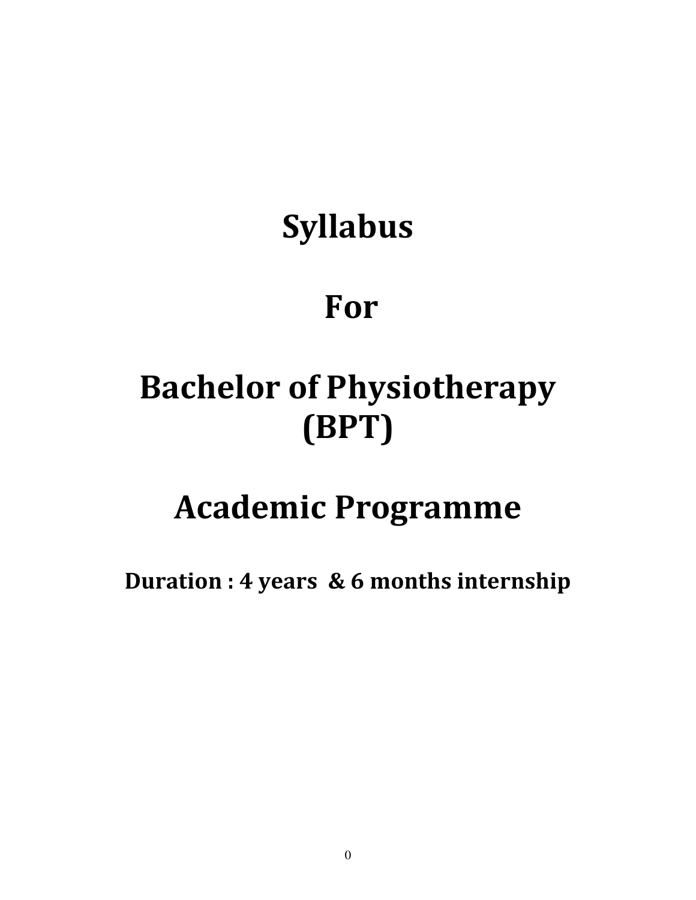# Syllabus

# For

# Bachelor of Physiotherapy (BPT)

# Academic Programme

**Duration : 4 years & 6 months internship**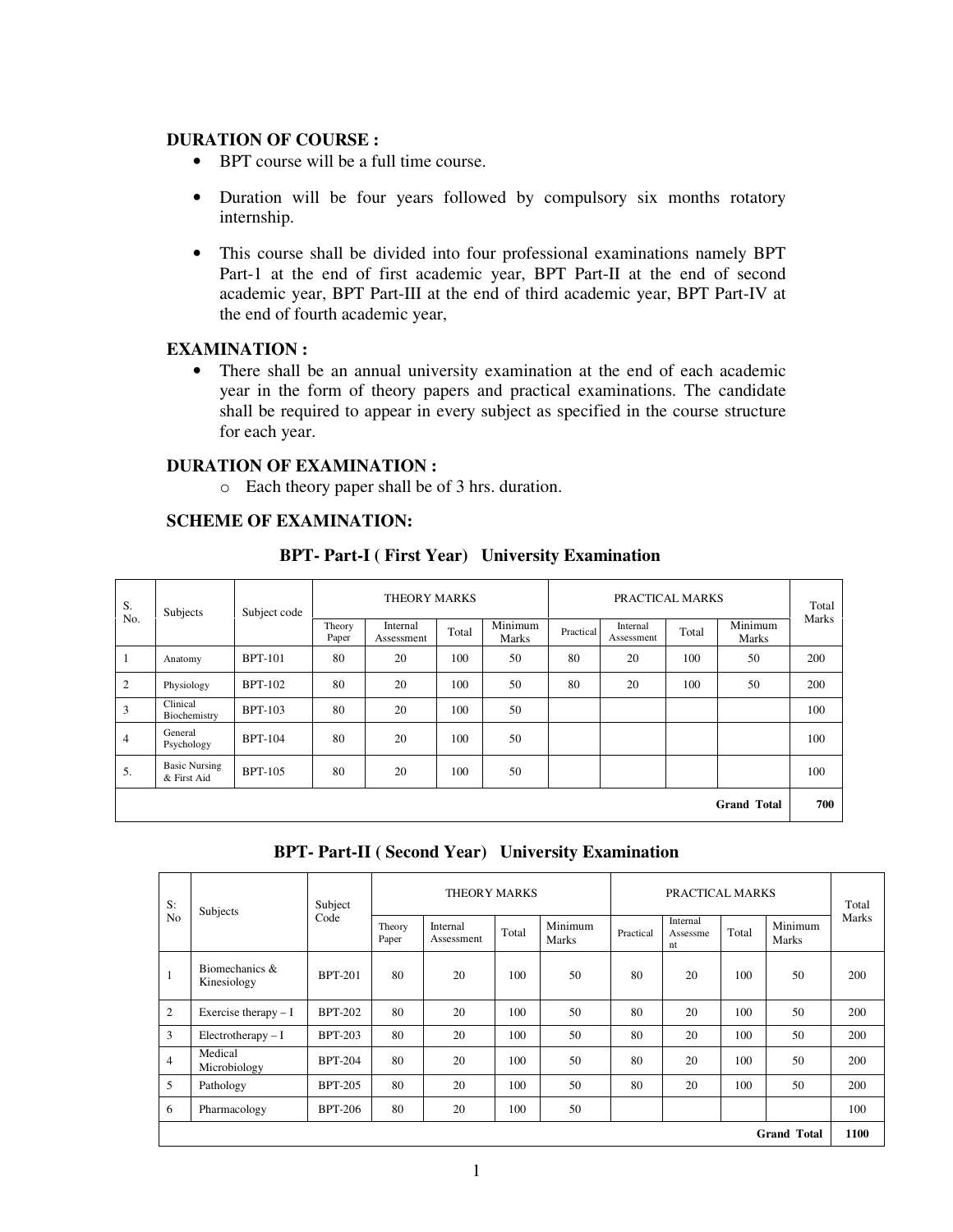**DURATION OF COURSE :**

- BPT course will be a full time course.
- Duration will be four years followed by compulsory six months rotatory internship.
- This course shall be divided into four professional examinations namely BPT Part-1 at the end of first academic year, BPT Part-II at the end of second academic year, BPT Part-III at the end of third academic year, BPT Part-IV at the end of fourth academic year,

**EXAMINATION :**

- There shall be an annual university examination at the end of each academic year in the form of theory papers and practical examinations. The candidate shall be required to appear in every subject as specified in the course structure for each year.

**DURATION OF EXAMINATION :**

- o Each theory paper shall be of 3 hrs. duration.

**SCHEME OF EXAMINATION:**

**BPT- Part-I ( First Year) University Examination**

| S. No. | Subjects | Subject code | THEORY MARKS | | | | PRACTICAL MARKS | | | | Total Marks |
|---|---|---|---|---|---|---|---|---|---|---|---|
| | | | Theory Paper | Internal Assessment | Total | Minimum Marks | Practical | Internal Assessment | Total | Minimum Marks | |
| 1 | Anatomy | BPT-101 | 80 | 20 | 100 | 50 | 80 | 20 | 100 | 50 | 200 |
| 2 | Physiology | BPT-102 | 80 | 20 | 100 | 50 | 80 | 20 | 100 | 50 | 200 |
| 3 | Clinical Biochemistry | BPT-103 | 80 | 20 | 100 | 50 | | | | | 100 |
| 4 | General Psychology | BPT-104 | 80 | 20 | 100 | 50 | | | | | 100 |
| 5. | Basic Nursing & First Aid | BPT-105 | 80 | 20 | 100 | 50 | | | | | 100 |
| | | | | | | | | | | **Grand Total** | **700** |

**BPT- Part-II ( Second Year) University Examination**

| S: No | Subjects | Subject Code | THEORY MARKS | | | | PRACTICAL MARKS | | | | Total Marks |
|---|---|---|---|---|---|---|---|---|---|---|---|
| | | | Theory Paper | Internal Assessment | Total | Minimum Marks | Practical | Internal Assessment | Total | Minimum Marks | |
| 1 | Biomechanics & Kinesiology | BPT-201 | 80 | 20 | 100 | 50 | 80 | 20 | 100 | 50 | 200 |
| 2 | Exercise therapy – I | BPT-202 | 80 | 20 | 100 | 50 | 80 | 20 | 100 | 50 | 200 |
| 3 | Electrotherapy – I | BPT-203 | 80 | 20 | 100 | 50 | 80 | 20 | 100 | 50 | 200 |
| 4 | Medical Microbiology | BPT-204 | 80 | 20 | 100 | 50 | 80 | 20 | 100 | 50 | 200 |
| 5 | Pathology | BPT-205 | 80 | 20 | 100 | 50 | 80 | 20 | 100 | 50 | 200 |
| 6 | Pharmacology | BPT-206 | 80 | 20 | 100 | 50 | | | | | 100 |
| | | | | | | | | | | **Grand Total** | **1100** |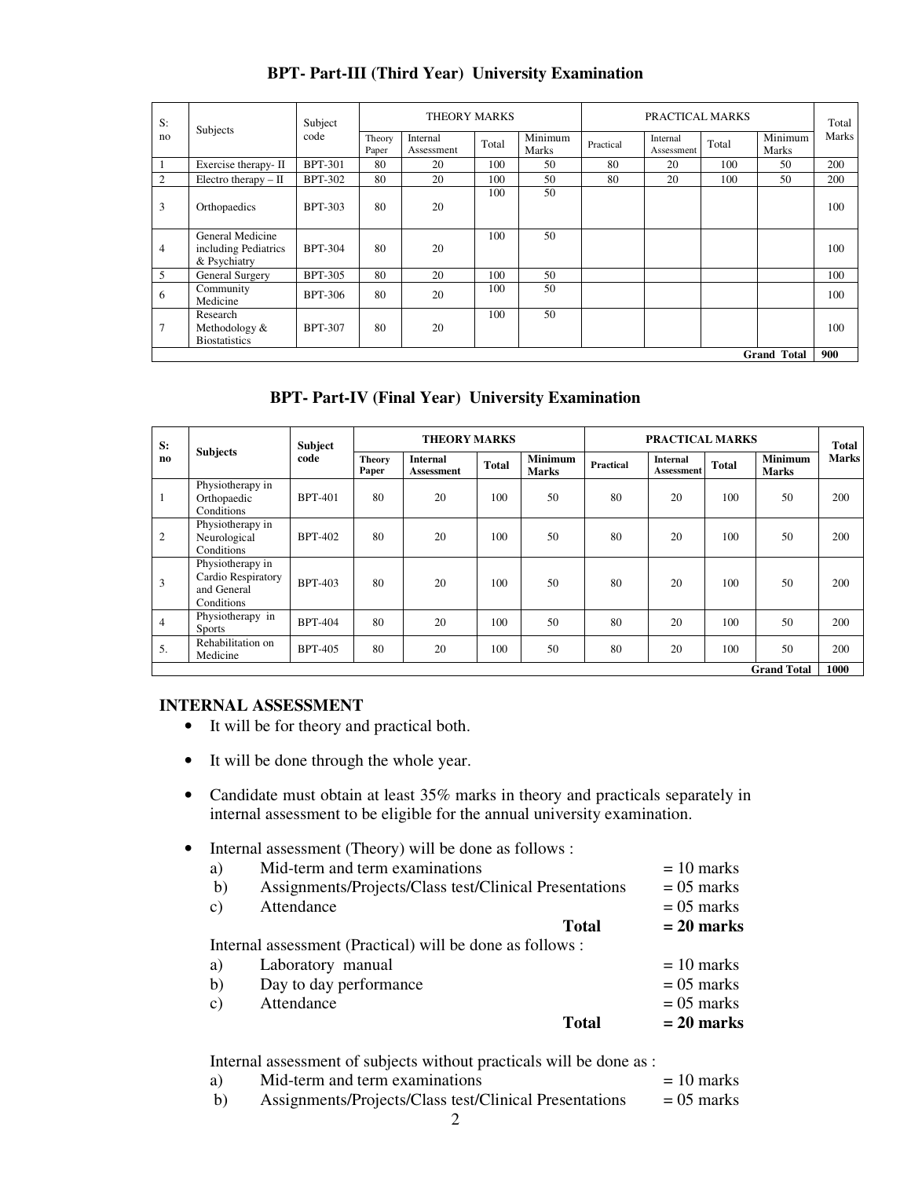## BPT- Part-III (Third Year) University Examination

| S: no | Subjects | Subject code | THEORY MARKS | | | | PRACTICAL MARKS | | | | Total Marks |
|---|---|---|---|---|---|---|---|---|---|---|---|
| | | | Theory Paper | Internal Assessment | Total | Minimum Marks | Practical | Internal Assessment | Total | Minimum Marks | |
| 1 | Exercise therapy- II | BPT-301 | 80 | 20 | 100 | 50 | 80 | 20 | 100 | 50 | 200 |
| 2 | Electro therapy – II | BPT-302 | 80 | 20 | 100 | 50 | 80 | 20 | 100 | 50 | 200 |
| 3 | Orthopaedics | BPT-303 | 80 | 20 | 100 | 50 | | | | | 100 |
| 4 | General Medicine including Pediatrics & Psychiatry | BPT-304 | 80 | 20 | 100 | 50 | | | | | 100 |
| 5 | General Surgery | BPT-305 | 80 | 20 | 100 | 50 | | | | | 100 |
| 6 | Community Medicine | BPT-306 | 80 | 20 | 100 | 50 | | | | | 100 |
| 7 | Research Methodology & Biostatistics | BPT-307 | 80 | 20 | 100 | 50 | | | | | 100 |
| | | | | | | | | | | Grand Total | 900 |

## BPT- Part-IV (Final Year) University Examination

| S: no | Subjects | Subject code | THEORY MARKS | | | | PRACTICAL MARKS | | | | Total Marks |
|---|---|---|---|---|---|---|---|---|---|---|---|
| | | | Theory Paper | Internal Assessment | Total | Minimum Marks | Practical | Internal Assessment | Total | Minimum Marks | |
| 1 | Physiotherapy in Orthopaedic Conditions | BPT-401 | 80 | 20 | 100 | 50 | 80 | 20 | 100 | 50 | 200 |
| 2 | Physiotherapy in Neurological Conditions | BPT-402 | 80 | 20 | 100 | 50 | 80 | 20 | 100 | 50 | 200 |
| 3 | Physiotherapy in Cardio Respiratory and General Conditions | BPT-403 | 80 | 20 | 100 | 50 | 80 | 20 | 100 | 50 | 200 |
| 4 | Physiotherapy in Sports | BPT-404 | 80 | 20 | 100 | 50 | 80 | 20 | 100 | 50 | 200 |
| 5. | Rehabilitation on Medicine | BPT-405 | 80 | 20 | 100 | 50 | 80 | 20 | 100 | 50 | 200 |
| | | | | | | | | | | Grand Total | 1000 |

### INTERNAL ASSESSMENT

- It will be for theory and practical both.
- It will be done through the whole year.
- Candidate must obtain at least 35% marks in theory and practicals separately in internal assessment to be eligible for the annual university examination.
- Internal assessment (Theory) will be done as follows :

  a) Mid-term and term examinations = 10 marks
  b) Assignments/Projects/Class test/Clinical Presentations = 05 marks
  c) Attendance = 05 marks
  **Total = 20 marks**

  Internal assessment (Practical) will be done as follows :

  a) Laboratory manual = 10 marks
  b) Day to day performance = 05 marks
  c) Attendance = 05 marks
  **Total = 20 marks**

  Internal assessment of subjects without practicals will be done as :

  a) Mid-term and term examinations = 10 marks
  b) Assignments/Projects/Class test/Clinical Presentations = 05 marks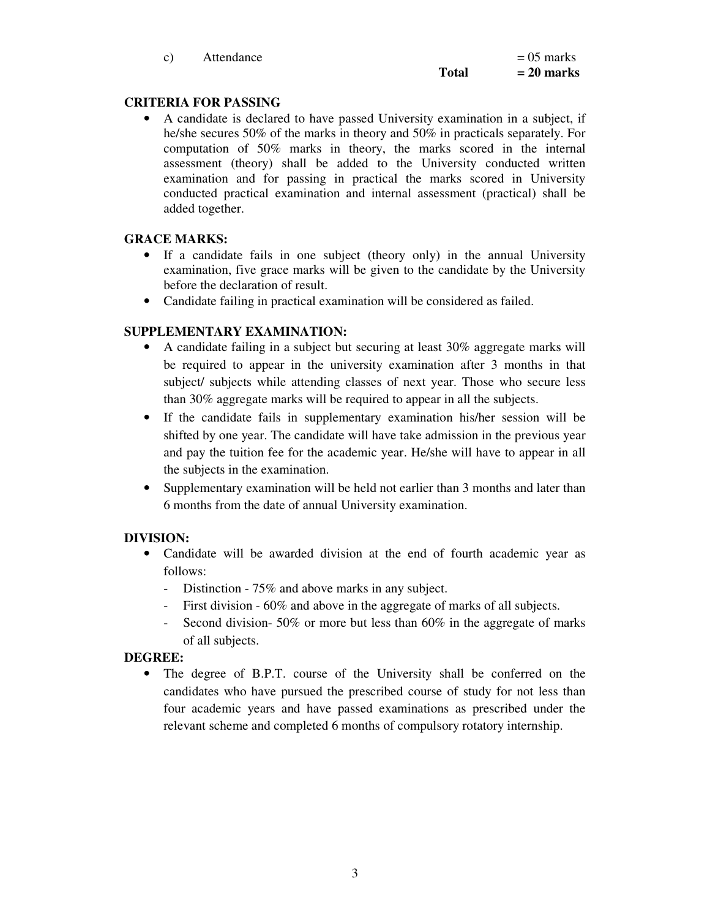c) Attendance = 05 marks

**Total = 20 marks**

**CRITERIA FOR PASSING**

- A candidate is declared to have passed University examination in a subject, if he/she secures 50% of the marks in theory and 50% in practicals separately. For computation of 50% marks in theory, the marks scored in the internal assessment (theory) shall be added to the University conducted written examination and for passing in practical the marks scored in University conducted practical examination and internal assessment (practical) shall be added together.

**GRACE MARKS:**

- If a candidate fails in one subject (theory only) in the annual University examination, five grace marks will be given to the candidate by the University before the declaration of result.
- Candidate failing in practical examination will be considered as failed.

**SUPPLEMENTARY EXAMINATION:**

- A candidate failing in a subject but securing at least 30% aggregate marks will be required to appear in the university examination after 3 months in that subject/ subjects while attending classes of next year. Those who secure less than 30% aggregate marks will be required to appear in all the subjects.
- If the candidate fails in supplementary examination his/her session will be shifted by one year. The candidate will have take admission in the previous year and pay the tuition fee for the academic year. He/she will have to appear in all the subjects in the examination.
- Supplementary examination will be held not earlier than 3 months and later than 6 months from the date of annual University examination.

**DIVISION:**

- Candidate will be awarded division at the end of fourth academic year as follows:
  - Distinction - 75% and above marks in any subject.
  - First division - 60% and above in the aggregate of marks of all subjects.
  - Second division- 50% or more but less than 60% in the aggregate of marks of all subjects.

**DEGREE:**

- The degree of B.P.T. course of the University shall be conferred on the candidates who have pursued the prescribed course of study for not less than four academic years and have passed examinations as prescribed under the relevant scheme and completed 6 months of compulsory rotatory internship.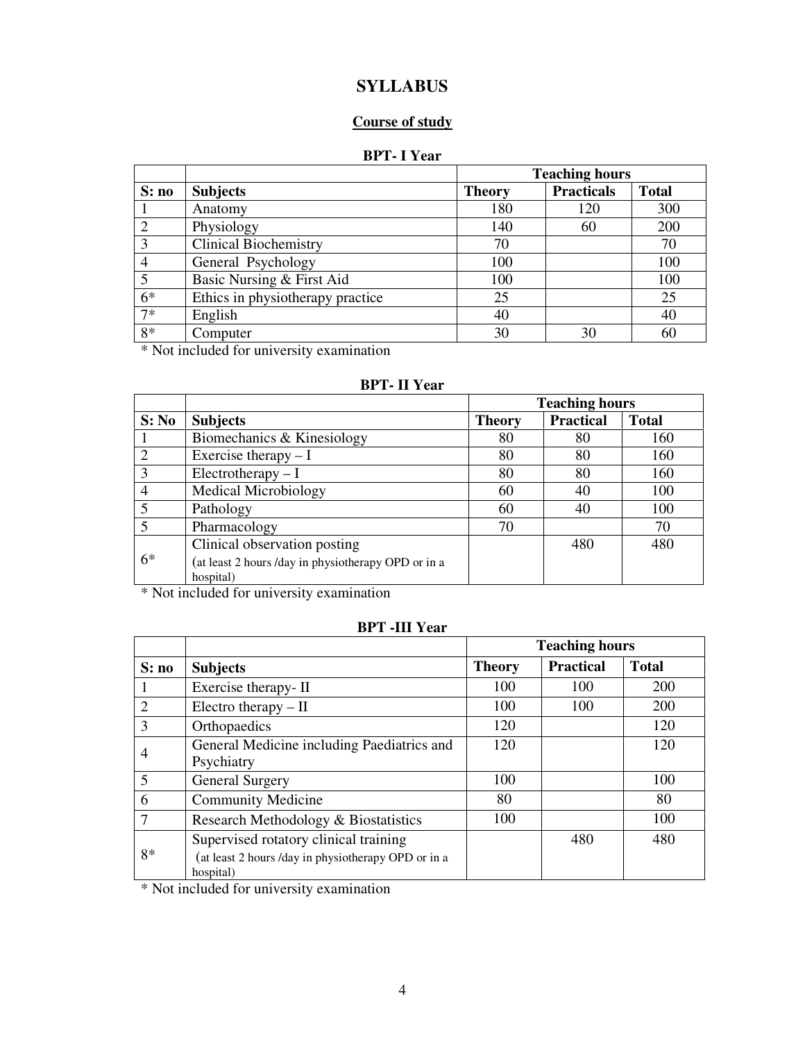# SYLLABUS

## Course of study

### BPT- I Year

| | | Teaching hours | | |
|---|---|---|---|---|
| **S: no** | **Subjects** | **Theory** | **Practicals** | **Total** |
| 1 | Anatomy | 180 | 120 | 300 |
| 2 | Physiology | 140 | 60 | 200 |
| 3 | Clinical Biochemistry | 70 | | 70 |
| 4 | General Psychology | 100 | | 100 |
| 5 | Basic Nursing & First Aid | 100 | | 100 |
| 6* | Ethics in physiotherapy practice | 25 | | 25 |
| 7* | English | 40 | | 40 |
| 8* | Computer | 30 | 30 | 60 |

* Not included for university examination

### BPT- II Year

| | | Teaching hours | | |
|---|---|---|---|---|
| **S: No** | **Subjects** | **Theory** | **Practical** | **Total** |
| 1 | Biomechanics & Kinesiology | 80 | 80 | 160 |
| 2 | Exercise therapy – I | 80 | 80 | 160 |
| 3 | Electrotherapy – I | 80 | 80 | 160 |
| 4 | Medical Microbiology | 60 | 40 | 100 |
| 5 | Pathology | 60 | 40 | 100 |
| 5 | Pharmacology | 70 | | 70 |
| 6* | Clinical observation posting (at least 2 hours /day in physiotherapy OPD or in a hospital) | | 480 | 480 |

* Not included for university examination

### BPT -III Year

| | | Teaching hours | | |
|---|---|---|---|---|
| **S: no** | **Subjects** | **Theory** | **Practical** | **Total** |
| 1 | Exercise therapy- II | 100 | 100 | 200 |
| 2 | Electro therapy – II | 100 | 100 | 200 |
| 3 | Orthopaedics | 120 | | 120 |
| 4 | General Medicine including Paediatrics and Psychiatry | 120 | | 120 |
| 5 | General Surgery | 100 | | 100 |
| 6 | Community Medicine | 80 | | 80 |
| 7 | Research Methodology & Biostatistics | 100 | | 100 |
| 8* | Supervised rotatory clinical training (at least 2 hours /day in physiotherapy OPD or in a hospital) | | 480 | 480 |

* Not included for university examination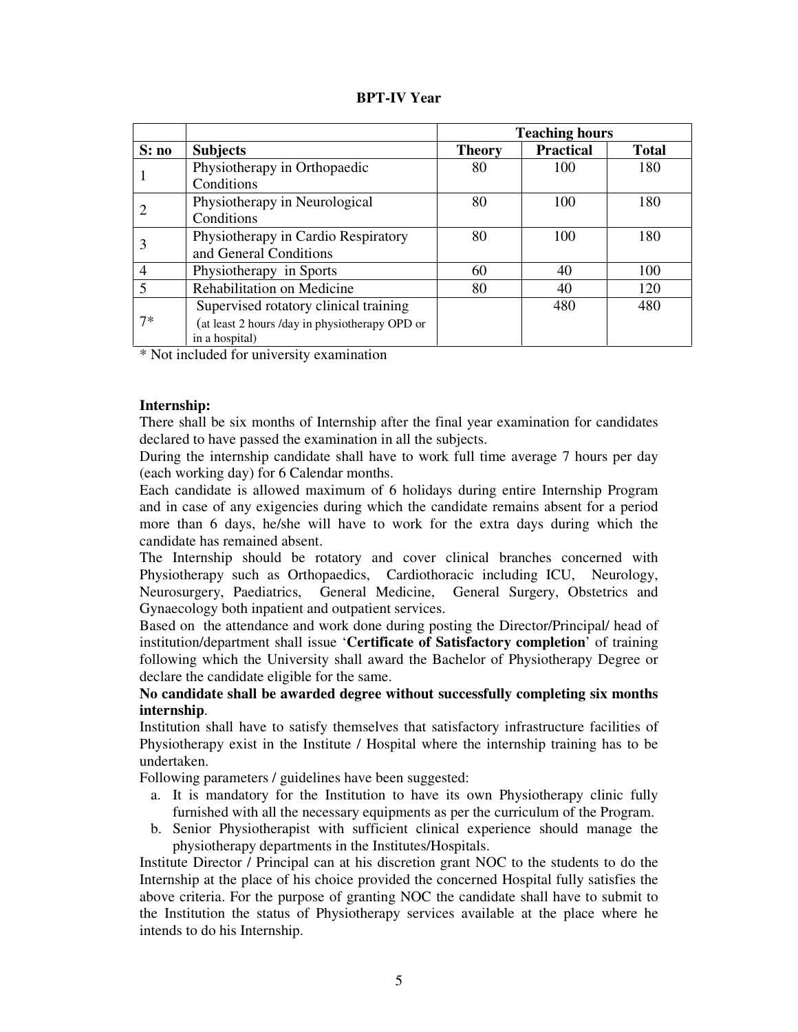**BPT-IV Year**

| | | Teaching hours | | |
|---|---|---|---|---|
| **S: no** | **Subjects** | **Theory** | **Practical** | **Total** |
| 1 | Physiotherapy in Orthopaedic Conditions | 80 | 100 | 180 |
| 2 | Physiotherapy in Neurological Conditions | 80 | 100 | 180 |
| 3 | Physiotherapy in Cardio Respiratory and General Conditions | 80 | 100 | 180 |
| 4 | Physiotherapy in Sports | 60 | 40 | 100 |
| 5 | Rehabilitation on Medicine | 80 | 40 | 120 |
| 7* | Supervised rotatory clinical training (at least 2 hours /day in physiotherapy OPD or in a hospital) | | 480 | 480 |

* Not included for university examination

**Internship:**

There shall be six months of Internship after the final year examination for candidates declared to have passed the examination in all the subjects.

During the internship candidate shall have to work full time average 7 hours per day (each working day) for 6 Calendar months.

Each candidate is allowed maximum of 6 holidays during entire Internship Program and in case of any exigencies during which the candidate remains absent for a period more than 6 days, he/she will have to work for the extra days during which the candidate has remained absent.

The Internship should be rotatory and cover clinical branches concerned with Physiotherapy such as Orthopaedics, Cardiothoracic including ICU, Neurology, Neurosurgery, Paediatrics, General Medicine, General Surgery, Obstetrics and Gynaecology both inpatient and outpatient services.

Based on the attendance and work done during posting the Director/Principal/ head of institution/department shall issue '**Certificate of Satisfactory completion**' of training following which the University shall award the Bachelor of Physiotherapy Degree or declare the candidate eligible for the same.

**No candidate shall be awarded degree without successfully completing six months internship**.

Institution shall have to satisfy themselves that satisfactory infrastructure facilities of Physiotherapy exist in the Institute / Hospital where the internship training has to be undertaken.

Following parameters / guidelines have been suggested:

a. It is mandatory for the Institution to have its own Physiotherapy clinic fully furnished with all the necessary equipments as per the curriculum of the Program.
b. Senior Physiotherapist with sufficient clinical experience should manage the physiotherapy departments in the Institutes/Hospitals.

Institute Director / Principal can at his discretion grant NOC to the students to do the Internship at the place of his choice provided the concerned Hospital fully satisfies the above criteria. For the purpose of granting NOC the candidate shall have to submit to the Institution the status of Physiotherapy services available at the place where he intends to do his Internship.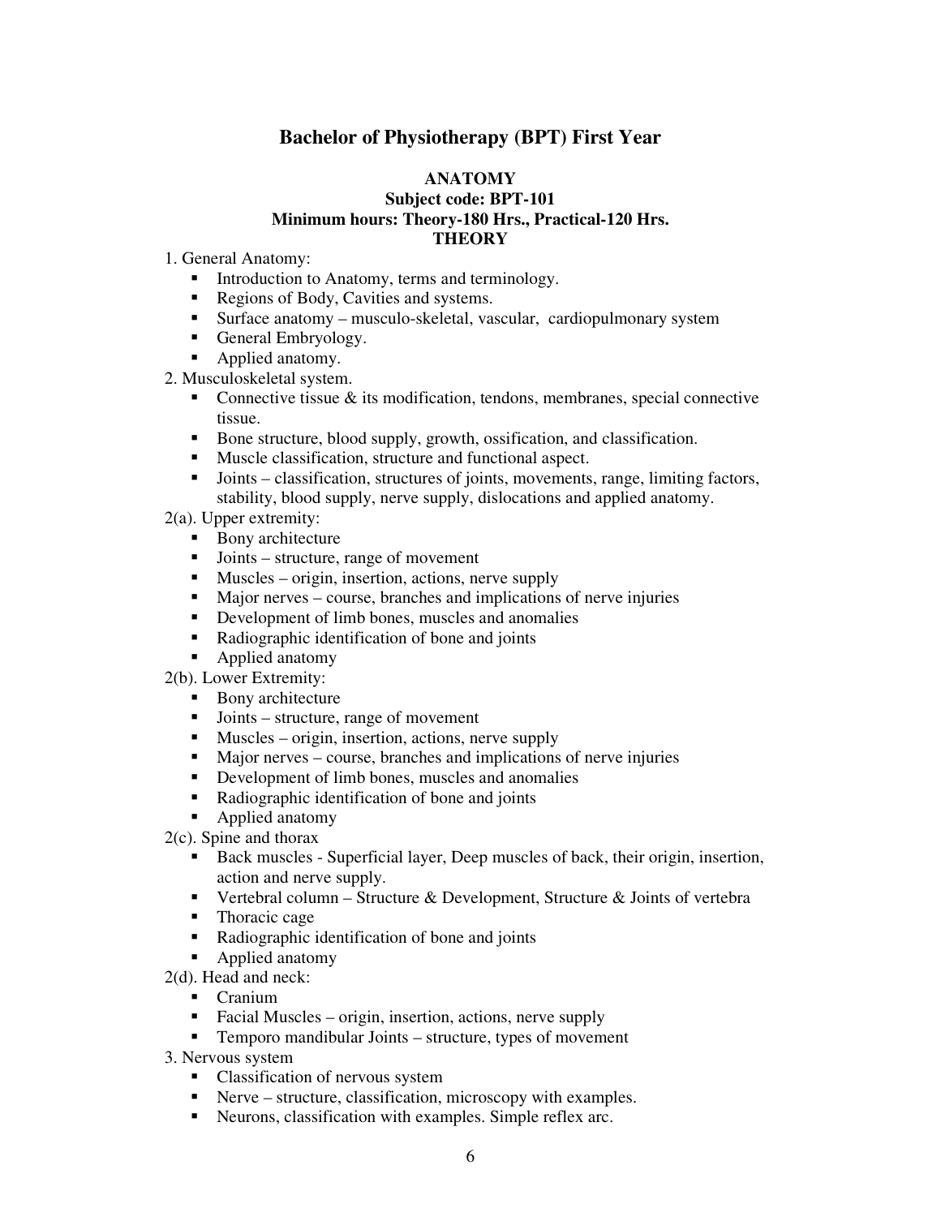# Bachelor of Physiotherapy (BPT) First Year

## ANATOMY

### Subject code: BPT-101

### Minimum hours: Theory-180 Hrs., Practical-120 Hrs.

### THEORY

1. General Anatomy:
   - Introduction to Anatomy, terms and terminology.
   - Regions of Body, Cavities and systems.
   - Surface anatomy – musculo-skeletal, vascular, cardiopulmonary system
   - General Embryology.
   - Applied anatomy.
2. Musculoskeletal system.
   - Connective tissue & its modification, tendons, membranes, special connective tissue.
   - Bone structure, blood supply, growth, ossification, and classification.
   - Muscle classification, structure and functional aspect.
   - Joints – classification, structures of joints, movements, range, limiting factors, stability, blood supply, nerve supply, dislocations and applied anatomy.

2(a). Upper extremity:
   - Bony architecture
   - Joints – structure, range of movement
   - Muscles – origin, insertion, actions, nerve supply
   - Major nerves – course, branches and implications of nerve injuries
   - Development of limb bones, muscles and anomalies
   - Radiographic identification of bone and joints
   - Applied anatomy

2(b). Lower Extremity:
   - Bony architecture
   - Joints – structure, range of movement
   - Muscles – origin, insertion, actions, nerve supply
   - Major nerves – course, branches and implications of nerve injuries
   - Development of limb bones, muscles and anomalies
   - Radiographic identification of bone and joints
   - Applied anatomy

2(c). Spine and thorax
   - Back muscles - Superficial layer, Deep muscles of back, their origin, insertion, action and nerve supply.
   - Vertebral column – Structure & Development, Structure & Joints of vertebra
   - Thoracic cage
   - Radiographic identification of bone and joints
   - Applied anatomy

2(d). Head and neck:
   - Cranium
   - Facial Muscles – origin, insertion, actions, nerve supply
   - Temporo mandibular Joints – structure, types of movement

3. Nervous system
   - Classification of nervous system
   - Nerve – structure, classification, microscopy with examples.
   - Neurons, classification with examples. Simple reflex arc.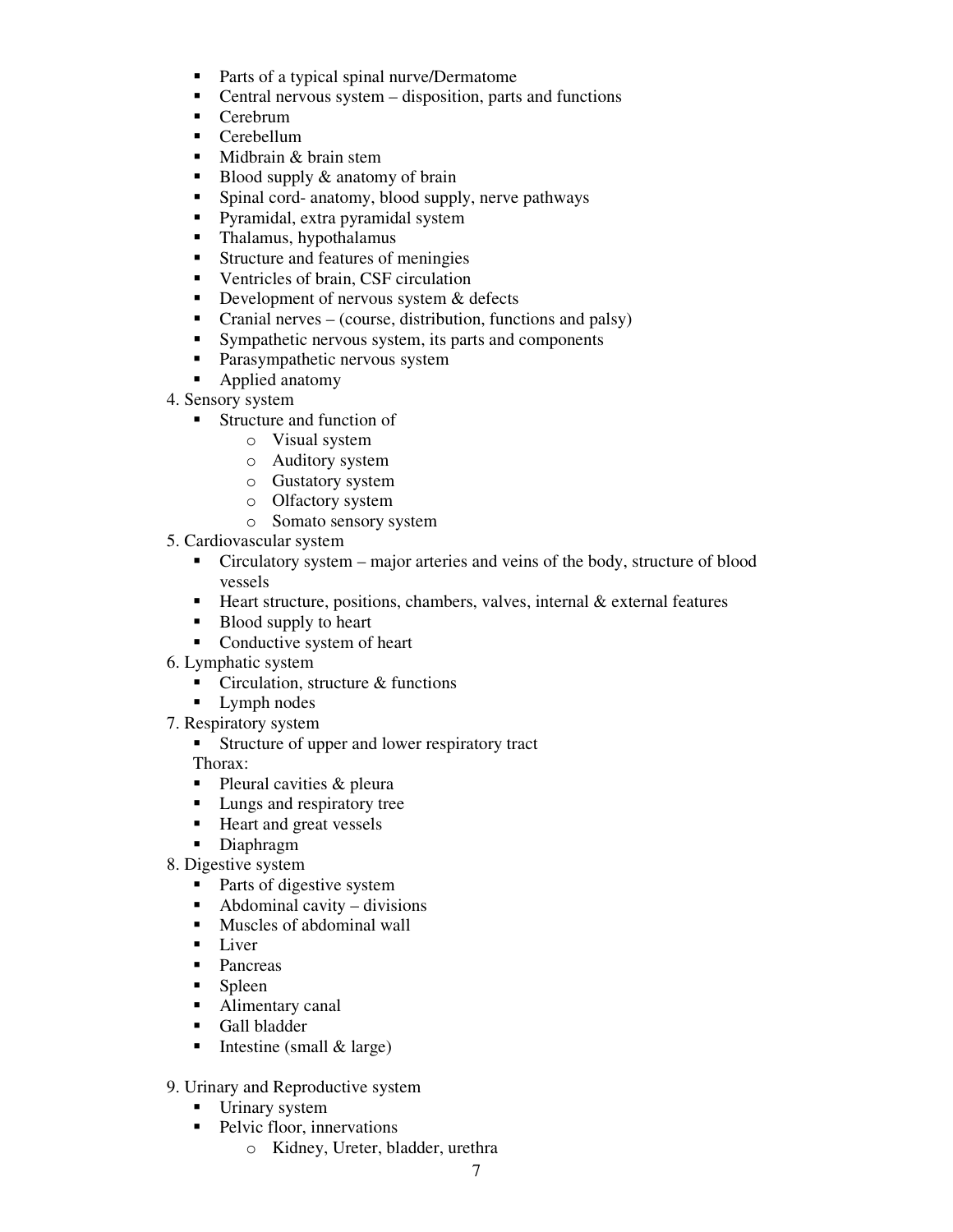- Parts of a typical spinal nurve/Dermatome
- Central nervous system – disposition, parts and functions
- Cerebrum
- Cerebellum
- Midbrain & brain stem
- Blood supply & anatomy of brain
- Spinal cord- anatomy, blood supply, nerve pathways
- Pyramidal, extra pyramidal system
- Thalamus, hypothalamus
- Structure and features of meningies
- Ventricles of brain, CSF circulation
- Development of nervous system & defects
- Cranial nerves – (course, distribution, functions and palsy)
- Sympathetic nervous system, its parts and components
- Parasympathetic nervous system
- Applied anatomy

4. Sensory system
   - Structure and function of
     - Visual system
     - Auditory system
     - Gustatory system
     - Olfactory system
     - Somato sensory system
5. Cardiovascular system
   - Circulatory system – major arteries and veins of the body, structure of blood vessels
   - Heart structure, positions, chambers, valves, internal & external features
   - Blood supply to heart
   - Conductive system of heart
6. Lymphatic system
   - Circulation, structure & functions
   - Lymph nodes
7. Respiratory system
   - Structure of upper and lower respiratory tract

   Thorax:
   - Pleural cavities & pleura
   - Lungs and respiratory tree
   - Heart and great vessels
   - Diaphragm
8. Digestive system
   - Parts of digestive system
   - Abdominal cavity – divisions
   - Muscles of abdominal wall
   - Liver
   - Pancreas
   - Spleen
   - Alimentary canal
   - Gall bladder
   - Intestine (small & large)

9. Urinary and Reproductive system
   - Urinary system
   - Pelvic floor, innervations
     - Kidney, Ureter, bladder, urethra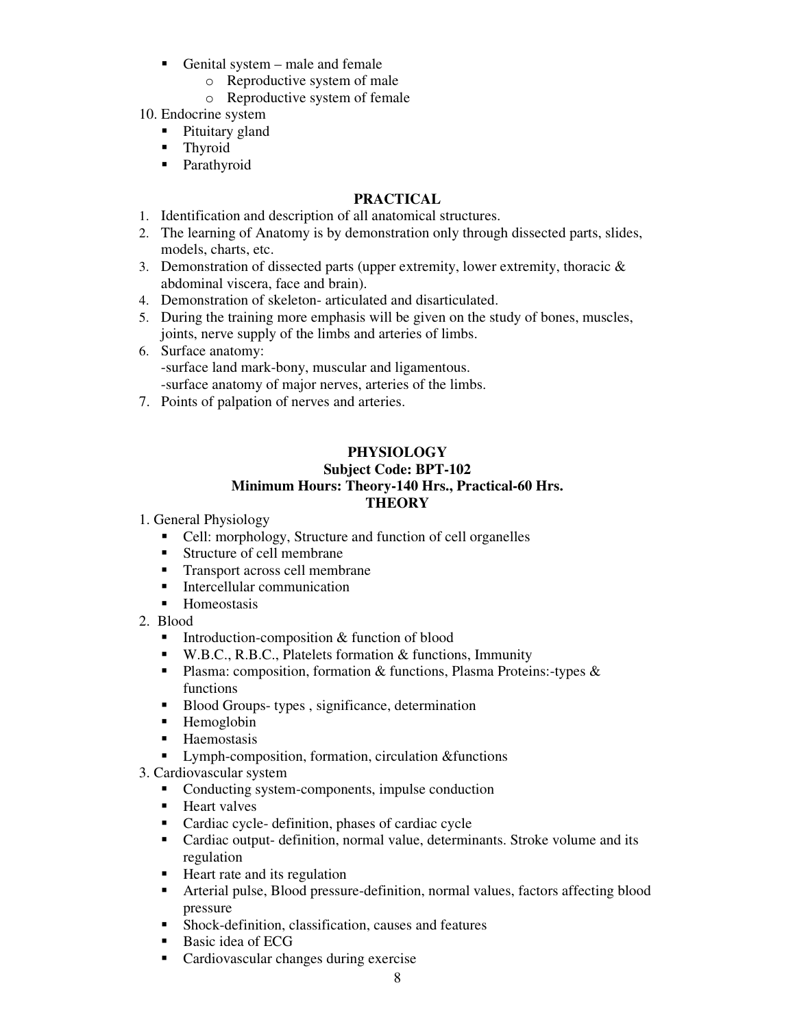- Genital system – male and female
  - Reproductive system of male
  - Reproductive system of female

10. Endocrine system
    - Pituitary gland
    - Thyroid
    - Parathyroid

**PRACTICAL**

1. Identification and description of all anatomical structures.
2. The learning of Anatomy is by demonstration only through dissected parts, slides, models, charts, etc.
3. Demonstration of dissected parts (upper extremity, lower extremity, thoracic & abdominal viscera, face and brain).
4. Demonstration of skeleton- articulated and disarticulated.
5. During the training more emphasis will be given on the study of bones, muscles, joints, nerve supply of the limbs and arteries of limbs.
6. Surface anatomy:
   -surface land mark-bony, muscular and ligamentous.
   -surface anatomy of major nerves, arteries of the limbs.
7. Points of palpation of nerves and arteries.

## PHYSIOLOGY

**Subject Code: BPT-102**

**Minimum Hours: Theory-140 Hrs., Practical-60 Hrs.**

**THEORY**

1. General Physiology
   - Cell: morphology, Structure and function of cell organelles
   - Structure of cell membrane
   - Transport across cell membrane
   - Intercellular communication
   - Homeostasis
2. Blood
   - Introduction-composition & function of blood
   - W.B.C., R.B.C., Platelets formation & functions, Immunity
   - Plasma: composition, formation & functions, Plasma Proteins:-types & functions
   - Blood Groups- types , significance, determination
   - Hemoglobin
   - Haemostasis
   - Lymph-composition, formation, circulation &functions
3. Cardiovascular system
   - Conducting system-components, impulse conduction
   - Heart valves
   - Cardiac cycle- definition, phases of cardiac cycle
   - Cardiac output- definition, normal value, determinants. Stroke volume and its regulation
   - Heart rate and its regulation
   - Arterial pulse, Blood pressure-definition, normal values, factors affecting blood pressure
   - Shock-definition, classification, causes and features
   - Basic idea of ECG
   - Cardiovascular changes during exercise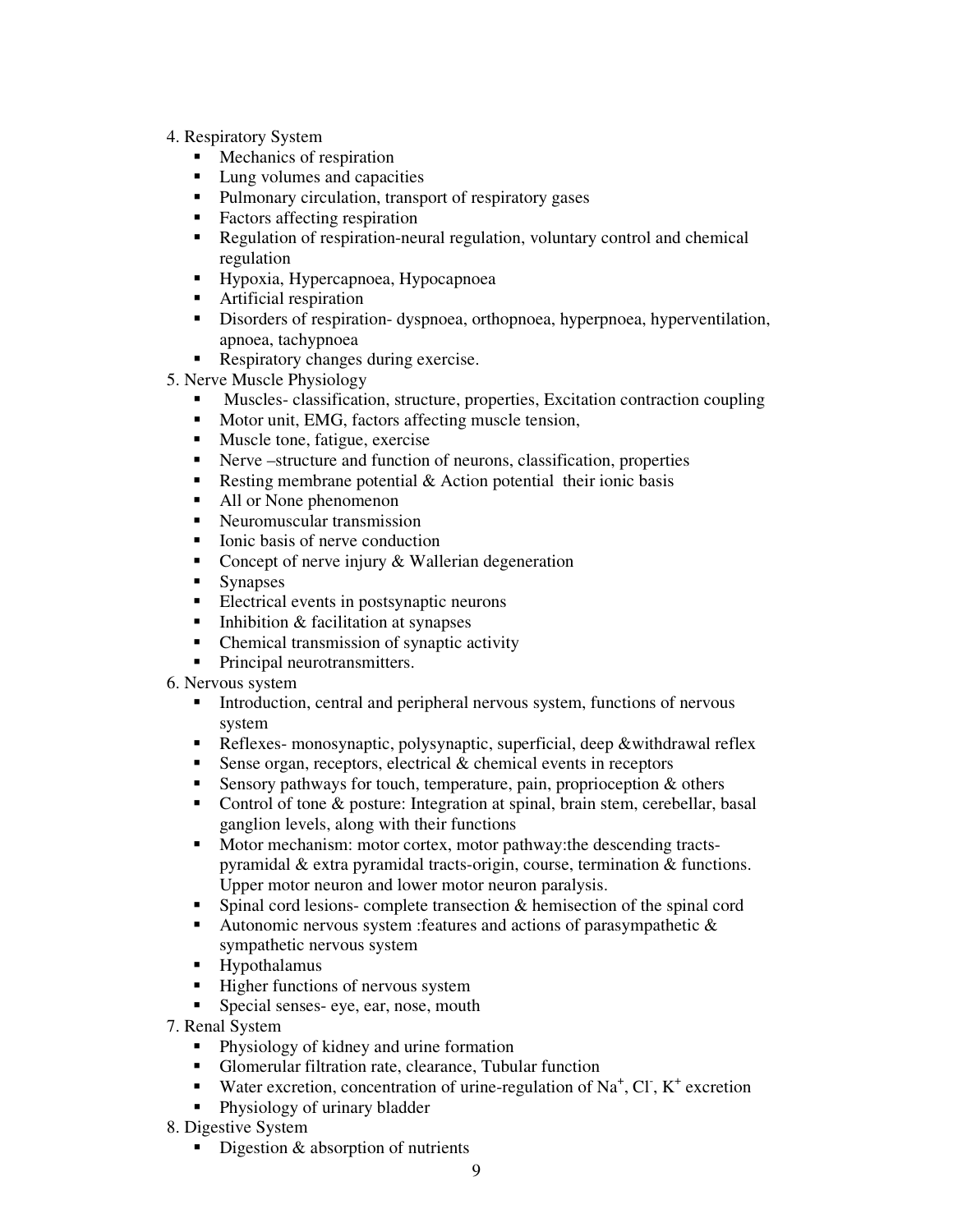4. Respiratory System
   - Mechanics of respiration
   - Lung volumes and capacities
   - Pulmonary circulation, transport of respiratory gases
   - Factors affecting respiration
   - Regulation of respiration-neural regulation, voluntary control and chemical regulation
   - Hypoxia, Hypercapnoea, Hypocapnoea
   - Artificial respiration
   - Disorders of respiration- dyspnoea, orthopnoea, hyperpnoea, hyperventilation, apnoea, tachypnoea
   - Respiratory changes during exercise.
5. Nerve Muscle Physiology
   - Muscles- classification, structure, properties, Excitation contraction coupling
   - Motor unit, EMG, factors affecting muscle tension,
   - Muscle tone, fatigue, exercise
   - Nerve –structure and function of neurons, classification, properties
   - Resting membrane potential & Action potential their ionic basis
   - All or None phenomenon
   - Neuromuscular transmission
   - Ionic basis of nerve conduction
   - Concept of nerve injury & Wallerian degeneration
   - Synapses
   - Electrical events in postsynaptic neurons
   - Inhibition & facilitation at synapses
   - Chemical transmission of synaptic activity
   - Principal neurotransmitters.
6. Nervous system
   - Introduction, central and peripheral nervous system, functions of nervous system
   - Reflexes- monosynaptic, polysynaptic, superficial, deep &withdrawal reflex
   - Sense organ, receptors, electrical & chemical events in receptors
   - Sensory pathways for touch, temperature, pain, proprioception & others
   - Control of tone & posture: Integration at spinal, brain stem, cerebellar, basal ganglion levels, along with their functions
   - Motor mechanism: motor cortex, motor pathway:the descending tracts-pyramidal & extra pyramidal tracts-origin, course, termination & functions. Upper motor neuron and lower motor neuron paralysis.
   - Spinal cord lesions- complete transection & hemisection of the spinal cord
   - Autonomic nervous system :features and actions of parasympathetic & sympathetic nervous system
   - Hypothalamus
   - Higher functions of nervous system
   - Special senses- eye, ear, nose, mouth
7. Renal System
   - Physiology of kidney and urine formation
   - Glomerular filtration rate, clearance, Tubular function
   - Water excretion, concentration of urine-regulation of $Na^+$, $Cl^-$, $K^+$ excretion
   - Physiology of urinary bladder
8. Digestive System
   - Digestion & absorption of nutrients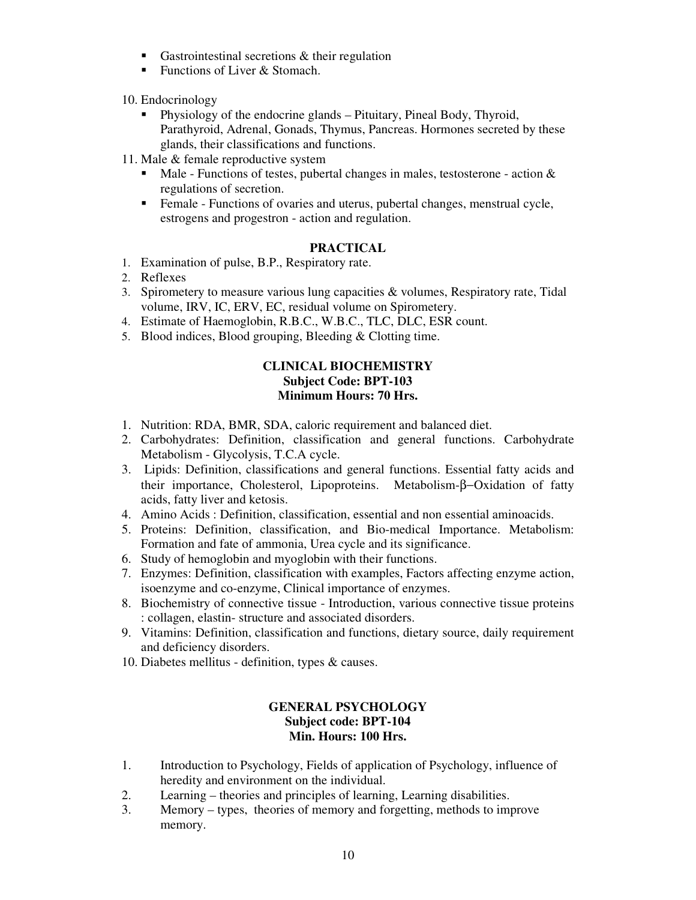- Gastrointestinal secretions & their regulation
- Functions of Liver & Stomach.

10. Endocrinology
    - Physiology of the endocrine glands – Pituitary, Pineal Body, Thyroid, Parathyroid, Adrenal, Gonads, Thymus, Pancreas. Hormones secreted by these glands, their classifications and functions.
11. Male & female reproductive system
    - Male - Functions of testes, pubertal changes in males, testosterone - action & regulations of secretion.
    - Female - Functions of ovaries and uterus, pubertal changes, menstrual cycle, estrogens and progestron - action and regulation.

### PRACTICAL

1. Examination of pulse, B.P., Respiratory rate.
2. Reflexes
3. Spirometery to measure various lung capacities & volumes, Respiratory rate, Tidal volume, IRV, IC, ERV, EC, residual volume on Spirometery.
4. Estimate of Haemoglobin, R.B.C., W.B.C., TLC, DLC, ESR count.
5. Blood indices, Blood grouping, Bleeding & Clotting time.

## CLINICAL BIOCHEMISTRY

**Subject Code: BPT-103**

**Minimum Hours: 70 Hrs.**

1. Nutrition: RDA, BMR, SDA, caloric requirement and balanced diet.
2. Carbohydrates: Definition, classification and general functions. Carbohydrate Metabolism - Glycolysis, T.C.A cycle.
3. Lipids: Definition, classifications and general functions. Essential fatty acids and their importance, Cholesterol, Lipoproteins. Metabolism-β−Oxidation of fatty acids, fatty liver and ketosis.
4. Amino Acids : Definition, classification, essential and non essential aminoacids.
5. Proteins: Definition, classification, and Bio-medical Importance. Metabolism: Formation and fate of ammonia, Urea cycle and its significance.
6. Study of hemoglobin and myoglobin with their functions.
7. Enzymes: Definition, classification with examples, Factors affecting enzyme action, isoenzyme and co-enzyme, Clinical importance of enzymes.
8. Biochemistry of connective tissue - Introduction, various connective tissue proteins : collagen, elastin- structure and associated disorders.
9. Vitamins: Definition, classification and functions, dietary source, daily requirement and deficiency disorders.
10. Diabetes mellitus - definition, types & causes.

## GENERAL PSYCHOLOGY

**Subject code: BPT-104**

**Min. Hours: 100 Hrs.**

1. Introduction to Psychology, Fields of application of Psychology, influence of heredity and environment on the individual.
2. Learning – theories and principles of learning, Learning disabilities.
3. Memory – types, theories of memory and forgetting, methods to improve memory.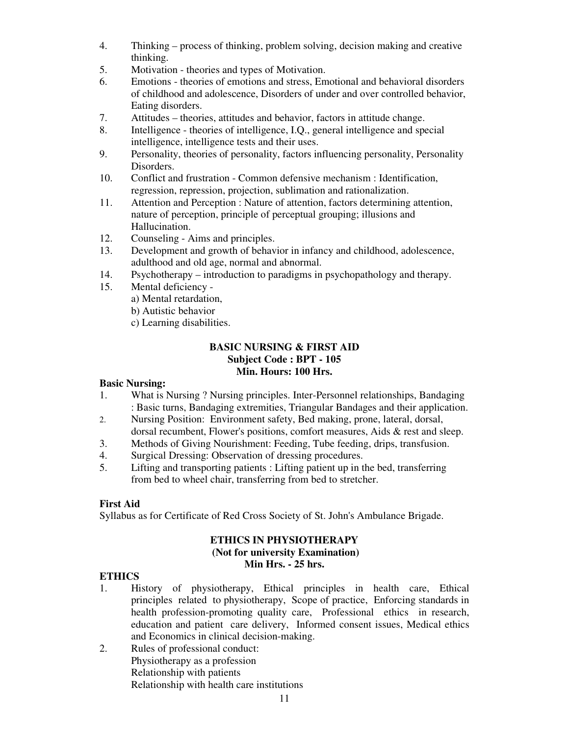4. Thinking – process of thinking, problem solving, decision making and creative thinking.
5. Motivation - theories and types of Motivation.
6. Emotions - theories of emotions and stress, Emotional and behavioral disorders of childhood and adolescence, Disorders of under and over controlled behavior, Eating disorders.
7. Attitudes – theories, attitudes and behavior, factors in attitude change.
8. Intelligence - theories of intelligence, I.Q., general intelligence and special intelligence, intelligence tests and their uses.
9. Personality, theories of personality, factors influencing personality, Personality Disorders.
10. Conflict and frustration - Common defensive mechanism : Identification, regression, repression, projection, sublimation and rationalization.
11. Attention and Perception : Nature of attention, factors determining attention, nature of perception, principle of perceptual grouping; illusions and Hallucination.
12. Counseling - Aims and principles.
13. Development and growth of behavior in infancy and childhood, adolescence, adulthood and old age, normal and abnormal.
14. Psychotherapy – introduction to paradigms in psychopathology and therapy.
15. Mental deficiency -
    a) Mental retardation,
    b) Autistic behavior
    c) Learning disabilities.

## BASIC NURSING & FIRST AID
**Subject Code : BPT - 105**
**Min. Hours: 100 Hrs.**

**Basic Nursing:**

1. What is Nursing ? Nursing principles. Inter-Personnel relationships, Bandaging : Basic turns, Bandaging extremities, Triangular Bandages and their application.
2. Nursing Position: Environment safety, Bed making, prone, lateral, dorsal, dorsal recumbent, Flower's positions, comfort measures, Aids & rest and sleep.
3. Methods of Giving Nourishment: Feeding, Tube feeding, drips, transfusion.
4. Surgical Dressing: Observation of dressing procedures.
5. Lifting and transporting patients : Lifting patient up in the bed, transferring from bed to wheel chair, transferring from bed to stretcher.

**First Aid**

Syllabus as for Certificate of Red Cross Society of St. John's Ambulance Brigade.

## ETHICS IN PHYSIOTHERAPY
**(Not for university Examination)**
**Min Hrs. - 25 hrs.**

**ETHICS**

1. History of physiotherapy, Ethical principles in health care, Ethical principles related to physiotherapy, Scope of practice, Enforcing standards in health profession-promoting quality care, Professional ethics in research, education and patient care delivery, Informed consent issues, Medical ethics and Economics in clinical decision-making.
2. Rules of professional conduct:
   Physiotherapy as a profession
   Relationship with patients
   Relationship with health care institutions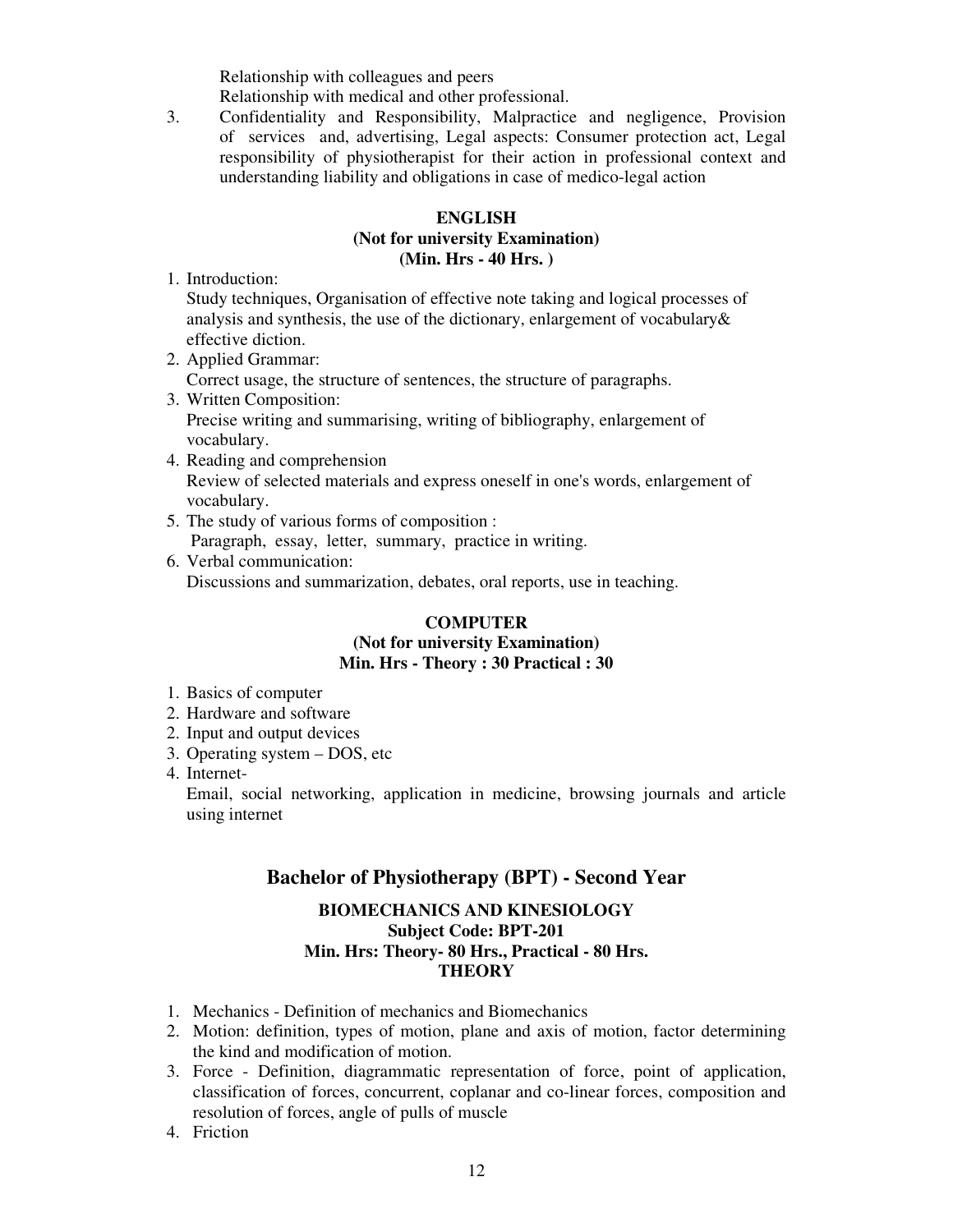Relationship with colleagues and peers
Relationship with medical and other professional.

3. Confidentiality and Responsibility, Malpractice and negligence, Provision of services and, advertising, Legal aspects: Consumer protection act, Legal responsibility of physiotherapist for their action in professional context and understanding liability and obligations in case of medico-legal action

**ENGLISH**
**(Not for university Examination)**
**(Min. Hrs - 40 Hrs. )**

1. Introduction:
   Study techniques, Organisation of effective note taking and logical processes of analysis and synthesis, the use of the dictionary, enlargement of vocabulary& effective diction.
2. Applied Grammar:
   Correct usage, the structure of sentences, the structure of paragraphs.
3. Written Composition:
   Precise writing and summarising, writing of bibliography, enlargement of vocabulary.
4. Reading and comprehension
   Review of selected materials and express oneself in one's words, enlargement of vocabulary.
5. The study of various forms of composition :
   Paragraph, essay, letter, summary, practice in writing.
6. Verbal communication:
   Discussions and summarization, debates, oral reports, use in teaching.

**COMPUTER**
**(Not for university Examination)**
**Min. Hrs - Theory : 30 Practical : 30**

1. Basics of computer
2. Hardware and software
2. Input and output devices
3. Operating system – DOS, etc
4. Internet-
   Email, social networking, application in medicine, browsing journals and article using internet

## Bachelor of Physiotherapy (BPT) - Second Year

### BIOMECHANICS AND KINESIOLOGY
**Subject Code: BPT-201**
**Min. Hrs: Theory- 80 Hrs., Practical - 80 Hrs.**
**THEORY**

1. Mechanics - Definition of mechanics and Biomechanics
2. Motion: definition, types of motion, plane and axis of motion, factor determining the kind and modification of motion.
3. Force - Definition, diagrammatic representation of force, point of application, classification of forces, concurrent, coplanar and co-linear forces, composition and resolution of forces, angle of pulls of muscle
4. Friction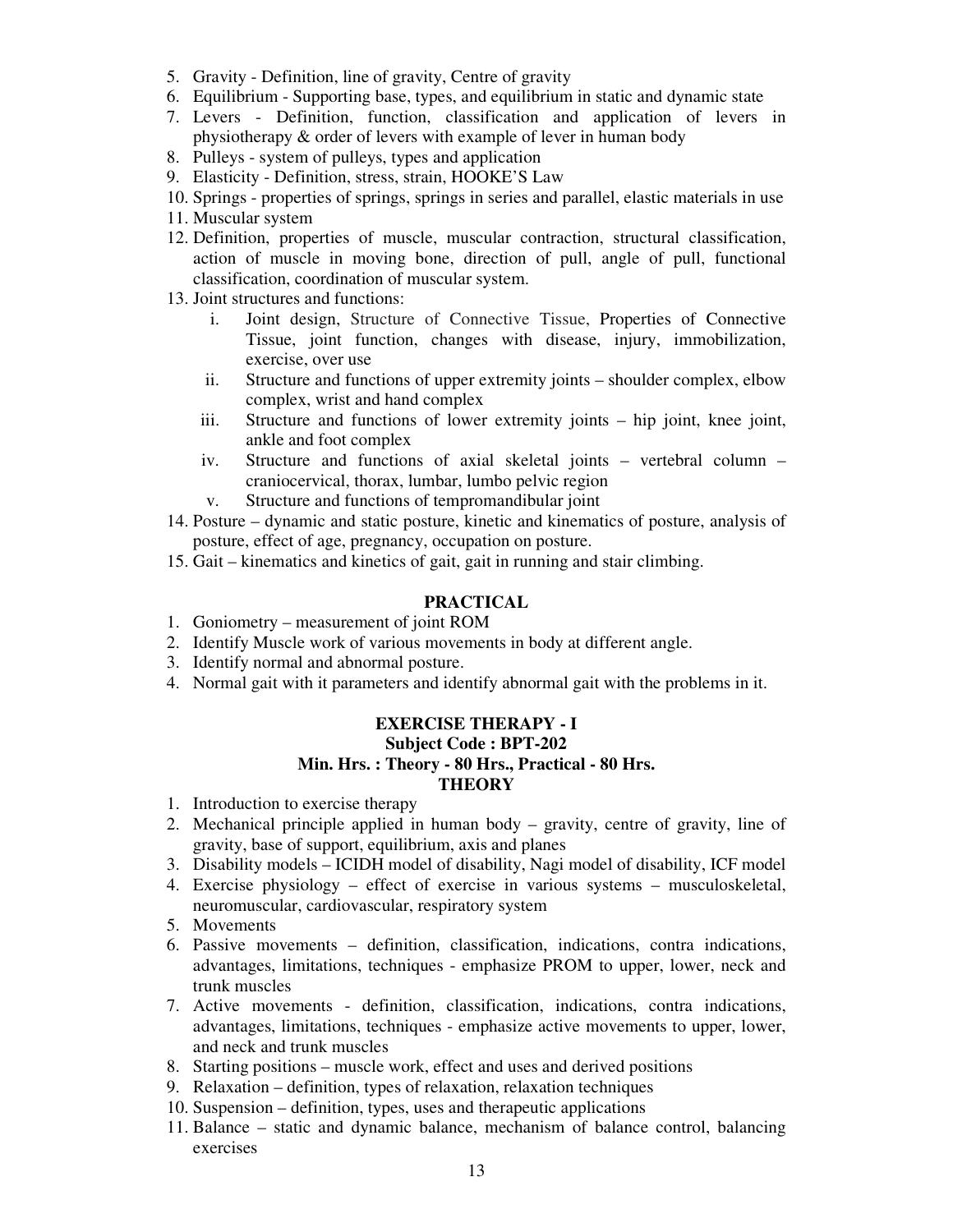5. Gravity - Definition, line of gravity, Centre of gravity
6. Equilibrium - Supporting base, types, and equilibrium in static and dynamic state
7. Levers - Definition, function, classification and application of levers in physiotherapy & order of levers with example of lever in human body
8. Pulleys - system of pulleys, types and application
9. Elasticity - Definition, stress, strain, HOOKE'S Law
10. Springs - properties of springs, springs in series and parallel, elastic materials in use
11. Muscular system
12. Definition, properties of muscle, muscular contraction, structural classification, action of muscle in moving bone, direction of pull, angle of pull, functional classification, coordination of muscular system.
13. Joint structures and functions:
    i. Joint design, Structure of Connective Tissue, Properties of Connective Tissue, joint function, changes with disease, injury, immobilization, exercise, over use
    ii. Structure and functions of upper extremity joints – shoulder complex, elbow complex, wrist and hand complex
    iii. Structure and functions of lower extremity joints – hip joint, knee joint, ankle and foot complex
    iv. Structure and functions of axial skeletal joints – vertebral column – craniocervical, thorax, lumbar, lumbo pelvic region
    v. Structure and functions of tempromandibular joint
14. Posture – dynamic and static posture, kinetic and kinematics of posture, analysis of posture, effect of age, pregnancy, occupation on posture.
15. Gait – kinematics and kinetics of gait, gait in running and stair climbing.

## PRACTICAL

1. Goniometry – measurement of joint ROM
2. Identify Muscle work of various movements in body at different angle.
3. Identify normal and abnormal posture.
4. Normal gait with it parameters and identify abnormal gait with the problems in it.

## EXERCISE THERAPY - I

### Subject Code : BPT-202

### Min. Hrs. : Theory - 80 Hrs., Practical - 80 Hrs.

### THEORY

1. Introduction to exercise therapy
2. Mechanical principle applied in human body – gravity, centre of gravity, line of gravity, base of support, equilibrium, axis and planes
3. Disability models – ICIDH model of disability, Nagi model of disability, ICF model
4. Exercise physiology – effect of exercise in various systems – musculoskeletal, neuromuscular, cardiovascular, respiratory system
5. Movements
6. Passive movements – definition, classification, indications, contra indications, advantages, limitations, techniques - emphasize PROM to upper, lower, neck and trunk muscles
7. Active movements - definition, classification, indications, contra indications, advantages, limitations, techniques - emphasize active movements to upper, lower, and neck and trunk muscles
8. Starting positions – muscle work, effect and uses and derived positions
9. Relaxation – definition, types of relaxation, relaxation techniques
10. Suspension – definition, types, uses and therapeutic applications
11. Balance – static and dynamic balance, mechanism of balance control, balancing exercises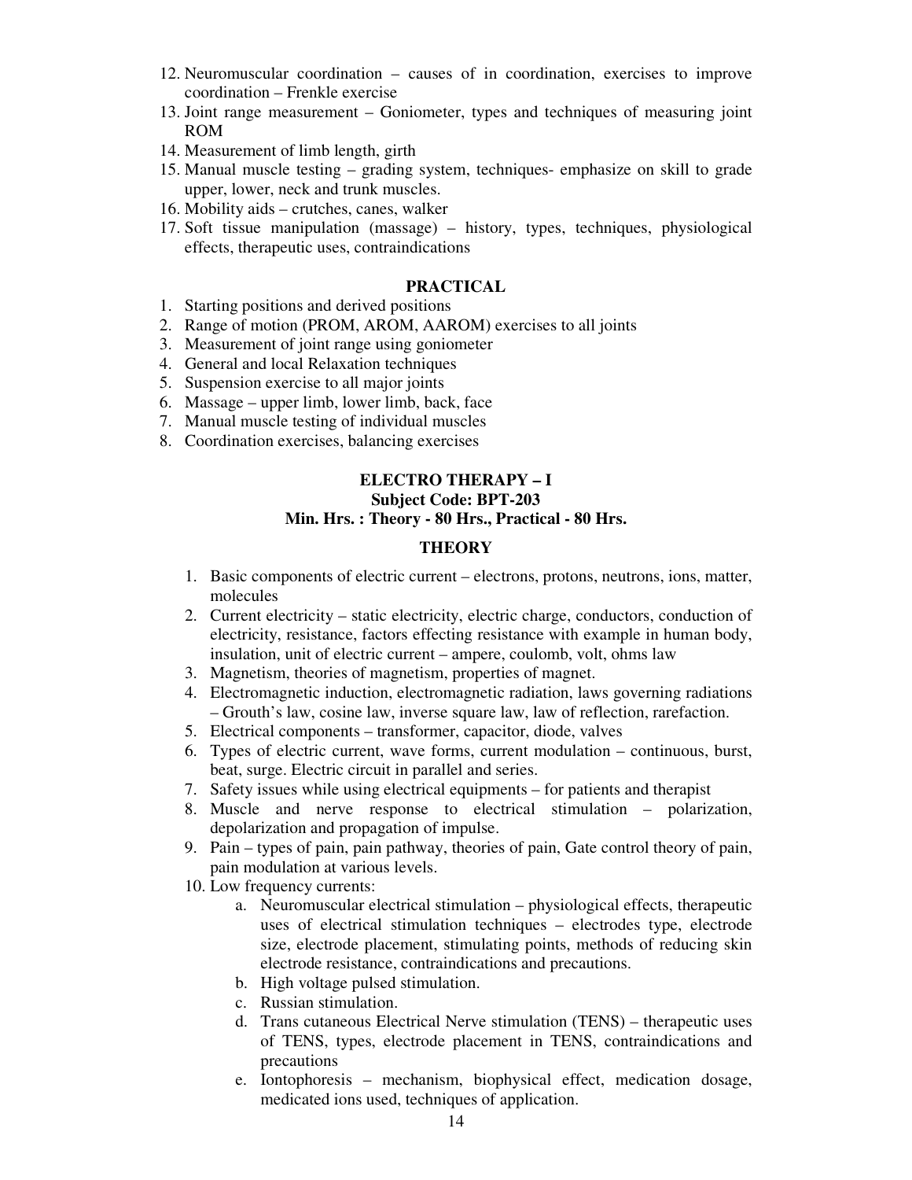12. Neuromuscular coordination – causes of in coordination, exercises to improve coordination – Frenkle exercise
13. Joint range measurement – Goniometer, types and techniques of measuring joint ROM
14. Measurement of limb length, girth
15. Manual muscle testing – grading system, techniques- emphasize on skill to grade upper, lower, neck and trunk muscles.
16. Mobility aids – crutches, canes, walker
17. Soft tissue manipulation (massage) – history, types, techniques, physiological effects, therapeutic uses, contraindications

### PRACTICAL

1. Starting positions and derived positions
2. Range of motion (PROM, AROM, AAROM) exercises to all joints
3. Measurement of joint range using goniometer
4. General and local Relaxation techniques
5. Suspension exercise to all major joints
6. Massage – upper limb, lower limb, back, face
7. Manual muscle testing of individual muscles
8. Coordination exercises, balancing exercises

## ELECTRO THERAPY – I

**Subject Code: BPT-203**

**Min. Hrs. : Theory - 80 Hrs., Practical - 80 Hrs.**

### THEORY

1. Basic components of electric current – electrons, protons, neutrons, ions, matter, molecules
2. Current electricity – static electricity, electric charge, conductors, conduction of electricity, resistance, factors effecting resistance with example in human body, insulation, unit of electric current – ampere, coulomb, volt, ohms law
3. Magnetism, theories of magnetism, properties of magnet.
4. Electromagnetic induction, electromagnetic radiation, laws governing radiations – Grouth's law, cosine law, inverse square law, law of reflection, rarefaction.
5. Electrical components – transformer, capacitor, diode, valves
6. Types of electric current, wave forms, current modulation – continuous, burst, beat, surge. Electric circuit in parallel and series.
7. Safety issues while using electrical equipments – for patients and therapist
8. Muscle and nerve response to electrical stimulation – polarization, depolarization and propagation of impulse.
9. Pain – types of pain, pain pathway, theories of pain, Gate control theory of pain, pain modulation at various levels.
10. Low frequency currents:
    a. Neuromuscular electrical stimulation – physiological effects, therapeutic uses of electrical stimulation techniques – electrodes type, electrode size, electrode placement, stimulating points, methods of reducing skin electrode resistance, contraindications and precautions.
    b. High voltage pulsed stimulation.
    c. Russian stimulation.
    d. Trans cutaneous Electrical Nerve stimulation (TENS) – therapeutic uses of TENS, types, electrode placement in TENS, contraindications and precautions
    e. Iontophoresis – mechanism, biophysical effect, medication dosage, medicated ions used, techniques of application.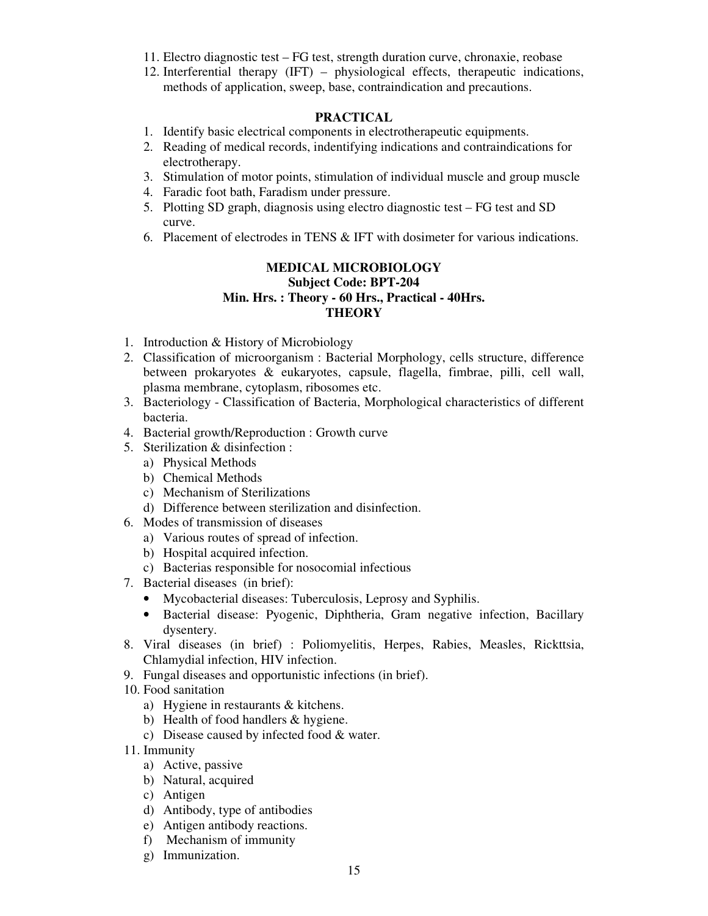11. Electro diagnostic test – FG test, strength duration curve, chronaxie, reobase
12. Interferential therapy (IFT) – physiological effects, therapeutic indications, methods of application, sweep, base, contraindication and precautions.

**PRACTICAL**

1. Identify basic electrical components in electrotherapeutic equipments.
2. Reading of medical records, indentifying indications and contraindications for electrotherapy.
3. Stimulation of motor points, stimulation of individual muscle and group muscle
4. Faradic foot bath, Faradism under pressure.
5. Plotting SD graph, diagnosis using electro diagnostic test – FG test and SD curve.
6. Placement of electrodes in TENS & IFT with dosimeter for various indications.

## MEDICAL MICROBIOLOGY

**Subject Code: BPT-204**

**Min. Hrs. : Theory - 60 Hrs., Practical - 40Hrs.**

**THEORY**

1. Introduction & History of Microbiology
2. Classification of microorganism : Bacterial Morphology, cells structure, difference between prokaryotes & eukaryotes, capsule, flagella, fimbrae, pilli, cell wall, plasma membrane, cytoplasm, ribosomes etc.
3. Bacteriology - Classification of Bacteria, Morphological characteristics of different bacteria.
4. Bacterial growth/Reproduction : Growth curve
5. Sterilization & disinfection :
   a) Physical Methods
   b) Chemical Methods
   c) Mechanism of Sterilizations
   d) Difference between sterilization and disinfection.
6. Modes of transmission of diseases
   a) Various routes of spread of infection.
   b) Hospital acquired infection.
   c) Bacterias responsible for nosocomial infectious
7. Bacterial diseases (in brief):
   - Mycobacterial diseases: Tuberculosis, Leprosy and Syphilis.
   - Bacterial disease: Pyogenic, Diphtheria, Gram negative infection, Bacillary dysentery.
8. Viral diseases (in brief) : Poliomyelitis, Herpes, Rabies, Measles, Rickttsia, Chlamydial infection, HIV infection.
9. Fungal diseases and opportunistic infections (in brief).
10. Food sanitation
    a) Hygiene in restaurants & kitchens.
    b) Health of food handlers & hygiene.
    c) Disease caused by infected food & water.
11. Immunity
    a) Active, passive
    b) Natural, acquired
    c) Antigen
    d) Antibody, type of antibodies
    e) Antigen antibody reactions.
    f) Mechanism of immunity
    g) Immunization.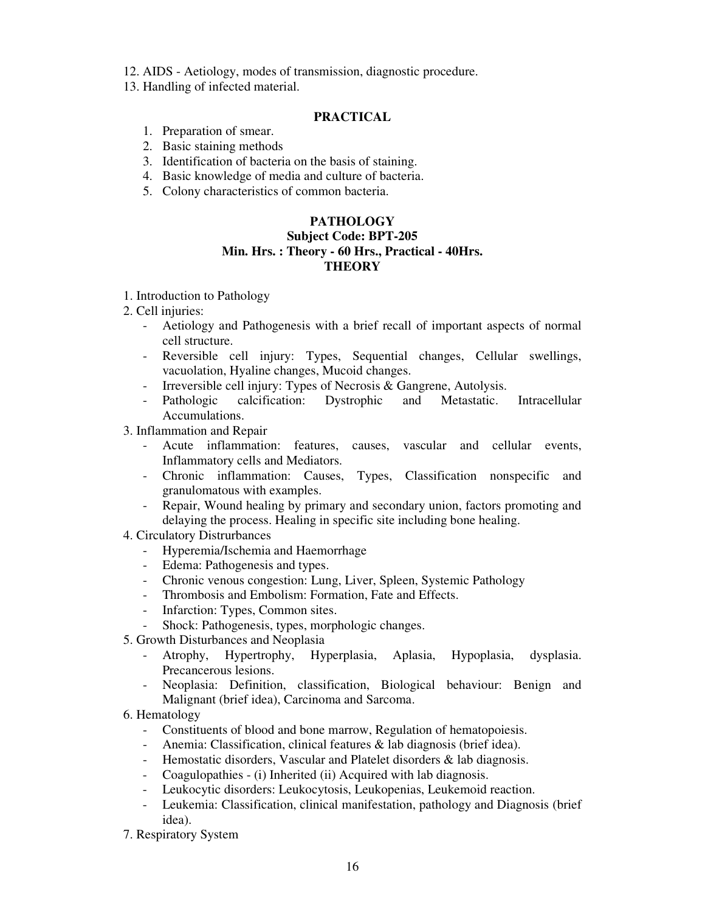12. AIDS - Aetiology, modes of transmission, diagnostic procedure.
13. Handling of infected material.

## PRACTICAL

1. Preparation of smear.
2. Basic staining methods
3. Identification of bacteria on the basis of staining.
4. Basic knowledge of media and culture of bacteria.
5. Colony characteristics of common bacteria.

## PATHOLOGY

### Subject Code: BPT-205

### Min. Hrs. : Theory - 60 Hrs., Practical - 40Hrs.

### THEORY

1. Introduction to Pathology
2. Cell injuries:
   - Aetiology and Pathogenesis with a brief recall of important aspects of normal cell structure.
   - Reversible cell injury: Types, Sequential changes, Cellular swellings, vacuolation, Hyaline changes, Mucoid changes.
   - Irreversible cell injury: Types of Necrosis & Gangrene, Autolysis.
   - Pathologic calcification: Dystrophic and Metastatic. Intracellular Accumulations.
3. Inflammation and Repair
   - Acute inflammation: features, causes, vascular and cellular events, Inflammatory cells and Mediators.
   - Chronic inflammation: Causes, Types, Classification nonspecific and granulomatous with examples.
   - Repair, Wound healing by primary and secondary union, factors promoting and delaying the process. Healing in specific site including bone healing.
4. Circulatory Distrurbances
   - Hyperemia/Ischemia and Haemorrhage
   - Edema: Pathogenesis and types.
   - Chronic venous congestion: Lung, Liver, Spleen, Systemic Pathology
   - Thrombosis and Embolism: Formation, Fate and Effects.
   - Infarction: Types, Common sites.
   - Shock: Pathogenesis, types, morphologic changes.
5. Growth Disturbances and Neoplasia
   - Atrophy, Hypertrophy, Hyperplasia, Aplasia, Hypoplasia, dysplasia. Precancerous lesions.
   - Neoplasia: Definition, classification, Biological behaviour: Benign and Malignant (brief idea), Carcinoma and Sarcoma.
6. Hematology
   - Constituents of blood and bone marrow, Regulation of hematopoiesis.
   - Anemia: Classification, clinical features & lab diagnosis (brief idea).
   - Hemostatic disorders, Vascular and Platelet disorders & lab diagnosis.
   - Coagulopathies - (i) Inherited (ii) Acquired with lab diagnosis.
   - Leukocytic disorders: Leukocytosis, Leukopenias, Leukemoid reaction.
   - Leukemia: Classification, clinical manifestation, pathology and Diagnosis (brief idea).
7. Respiratory System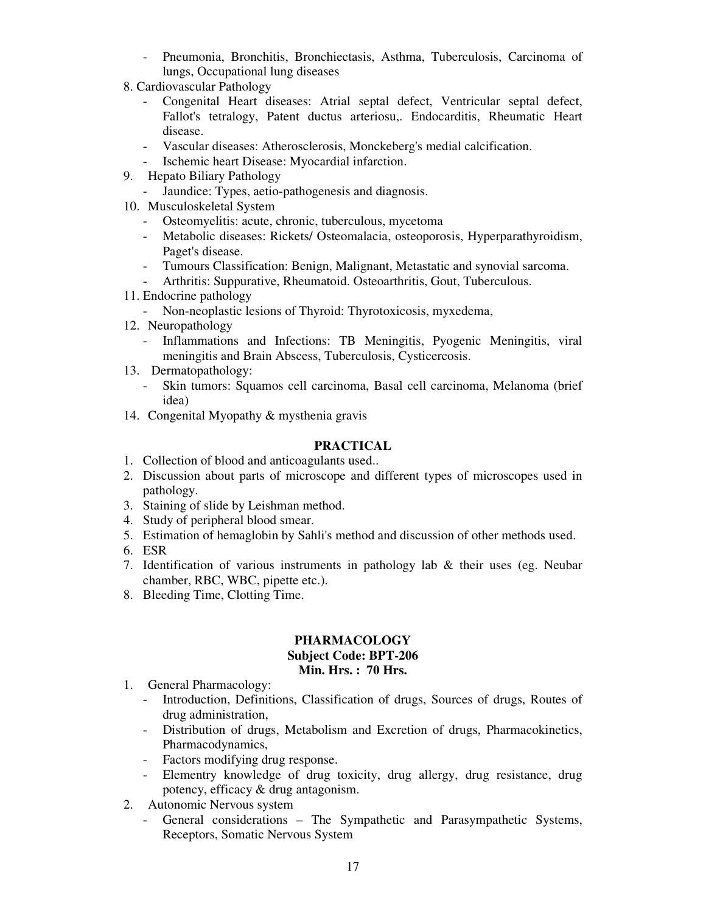- Pneumonia, Bronchitis, Bronchiectasis, Asthma, Tuberculosis, Carcinoma of lungs, Occupational lung diseases

8. Cardiovascular Pathology
   - Congenital Heart diseases: Atrial septal defect, Ventricular septal defect, Fallot's tetralogy, Patent ductus arteriosu,. Endocarditis, Rheumatic Heart disease.
   - Vascular diseases: Atherosclerosis, Monckeberg's medial calcification.
   - Ischemic heart Disease: Myocardial infarction.
9. Hepato Biliary Pathology
   - Jaundice: Types, aetio-pathogenesis and diagnosis.
10. Musculoskeletal System
    - Osteomyelitis: acute, chronic, tuberculous, mycetoma
    - Metabolic diseases: Rickets/ Osteomalacia, osteoporosis, Hyperparathyroidism, Paget's disease.
    - Tumours Classification: Benign, Malignant, Metastatic and synovial sarcoma.
    - Arthritis: Suppurative, Rheumatoid. Osteoarthritis, Gout, Tuberculous.
11. Endocrine pathology
    - Non-neoplastic lesions of Thyroid: Thyrotoxicosis, myxedema,
12. Neuropathology
    - Inflammations and Infections: TB Meningitis, Pyogenic Meningitis, viral meningitis and Brain Abscess, Tuberculosis, Cysticercosis.
13. Dermatopathology:
    - Skin tumors: Squamos cell carcinoma, Basal cell carcinoma, Melanoma (brief idea)
14. Congenital Myopathy & mysthenia gravis

## PRACTICAL

1. Collection of blood and anticoagulants used..
2. Discussion about parts of microscope and different types of microscopes used in pathology.
3. Staining of slide by Leishman method.
4. Study of peripheral blood smear.
5. Estimation of hemaglobin by Sahli's method and discussion of other methods used.
6. ESR
7. Identification of various instruments in pathology lab & their uses (eg. Neubar chamber, RBC, WBC, pipette etc.).
8. Bleeding Time, Clotting Time.

## PHARMACOLOGY
**Subject Code: BPT-206**
**Min. Hrs. : 70 Hrs.**

1. General Pharmacology:
   - Introduction, Definitions, Classification of drugs, Sources of drugs, Routes of drug administration,
   - Distribution of drugs, Metabolism and Excretion of drugs, Pharmacokinetics, Pharmacodynamics,
   - Factors modifying drug response.
   - Elementry knowledge of drug toxicity, drug allergy, drug resistance, drug potency, efficacy & drug antagonism.
2. Autonomic Nervous system
   - General considerations – The Sympathetic and Parasympathetic Systems, Receptors, Somatic Nervous System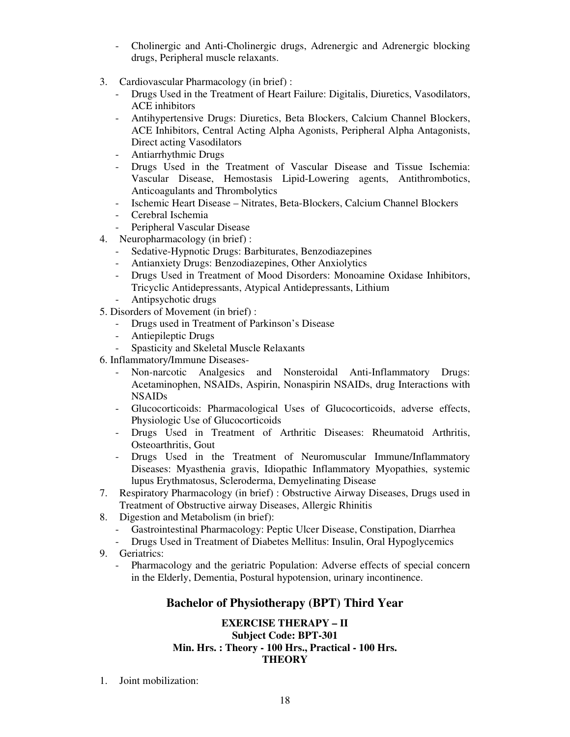- Cholinergic and Anti-Cholinergic drugs, Adrenergic and Adrenergic blocking drugs, Peripheral muscle relaxants.

3. Cardiovascular Pharmacology (in brief) :
   - Drugs Used in the Treatment of Heart Failure: Digitalis, Diuretics, Vasodilators, ACE inhibitors
   - Antihypertensive Drugs: Diuretics, Beta Blockers, Calcium Channel Blockers, ACE Inhibitors, Central Acting Alpha Agonists, Peripheral Alpha Antagonists, Direct acting Vasodilators
   - Antiarrhythmic Drugs
   - Drugs Used in the Treatment of Vascular Disease and Tissue Ischemia: Vascular Disease, Hemostasis Lipid-Lowering agents, Antithrombotics, Anticoagulants and Thrombolytics
   - Ischemic Heart Disease – Nitrates, Beta-Blockers, Calcium Channel Blockers
   - Cerebral Ischemia
   - Peripheral Vascular Disease
4. Neuropharmacology (in brief) :
   - Sedative-Hypnotic Drugs: Barbiturates, Benzodiazepines
   - Antianxiety Drugs: Benzodiazepines, Other Anxiolytics
   - Drugs Used in Treatment of Mood Disorders: Monoamine Oxidase Inhibitors, Tricyclic Antidepressants, Atypical Antidepressants, Lithium
   - Antipsychotic drugs
5. Disorders of Movement (in brief) :
   - Drugs used in Treatment of Parkinson's Disease
   - Antiepileptic Drugs
   - Spasticity and Skeletal Muscle Relaxants
6. Inflammatory/Immune Diseases-
   - Non-narcotic Analgesics and Nonsteroidal Anti-Inflammatory Drugs: Acetaminophen, NSAIDs, Aspirin, Nonaspirin NSAIDs, drug Interactions with NSAIDs
   - Glucocorticoids: Pharmacological Uses of Glucocorticoids, adverse effects, Physiologic Use of Glucocorticoids
   - Drugs Used in Treatment of Arthritic Diseases: Rheumatoid Arthritis, Osteoarthritis, Gout
   - Drugs Used in the Treatment of Neuromuscular Immune/Inflammatory Diseases: Myasthenia gravis, Idiopathic Inflammatory Myopathies, systemic lupus Erythmatosus, Scleroderma, Demyelinating Disease
7. Respiratory Pharmacology (in brief) : Obstructive Airway Diseases, Drugs used in Treatment of Obstructive airway Diseases, Allergic Rhinitis
8. Digestion and Metabolism (in brief):
   - Gastrointestinal Pharmacology: Peptic Ulcer Disease, Constipation, Diarrhea
   - Drugs Used in Treatment of Diabetes Mellitus: Insulin, Oral Hypoglycemics
9. Geriatrics:
   - Pharmacology and the geriatric Population: Adverse effects of special concern in the Elderly, Dementia, Postural hypotension, urinary incontinence.

## Bachelor of Physiotherapy (BPT) Third Year

**EXERCISE THERAPY – II**
**Subject Code: BPT-301**
**Min. Hrs. : Theory - 100 Hrs., Practical - 100 Hrs.**
**THEORY**

1. Joint mobilization: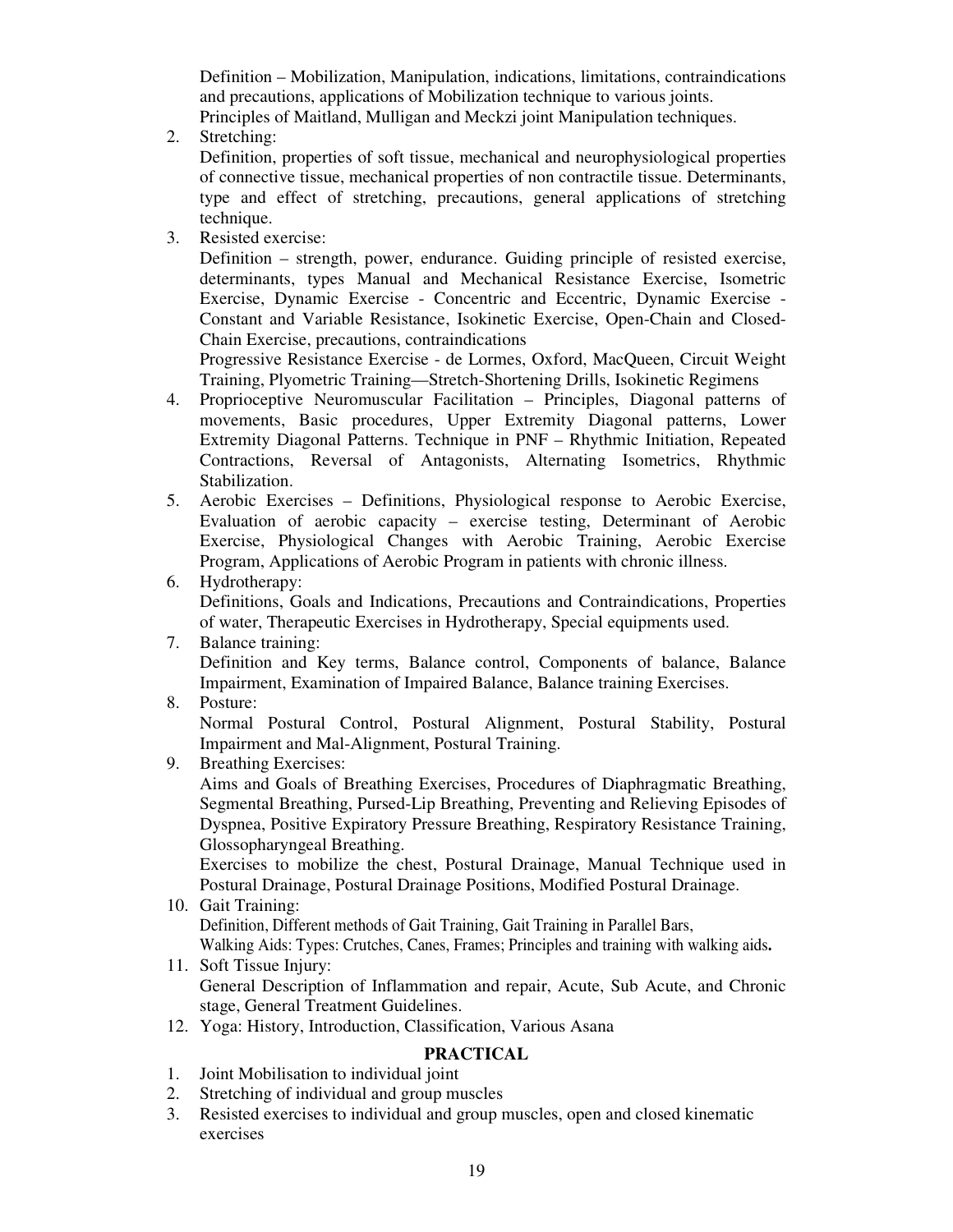Definition – Mobilization, Manipulation, indications, limitations, contraindications and precautions, applications of Mobilization technique to various joints.
Principles of Maitland, Mulligan and Meckzi joint Manipulation techniques.

2. Stretching:
   Definition, properties of soft tissue, mechanical and neurophysiological properties of connective tissue, mechanical properties of non contractile tissue. Determinants, type and effect of stretching, precautions, general applications of stretching technique.
3. Resisted exercise:
   Definition – strength, power, endurance. Guiding principle of resisted exercise, determinants, types Manual and Mechanical Resistance Exercise, Isometric Exercise, Dynamic Exercise - Concentric and Eccentric, Dynamic Exercise - Constant and Variable Resistance, Isokinetic Exercise, Open-Chain and Closed-Chain Exercise, precautions, contraindications
   Progressive Resistance Exercise - de Lormes, Oxford, MacQueen, Circuit Weight Training, Plyometric Training—Stretch-Shortening Drills, Isokinetic Regimens
4. Proprioceptive Neuromuscular Facilitation – Principles, Diagonal patterns of movements, Basic procedures, Upper Extremity Diagonal patterns, Lower Extremity Diagonal Patterns. Technique in PNF – Rhythmic Initiation, Repeated Contractions, Reversal of Antagonists, Alternating Isometrics, Rhythmic Stabilization.
5. Aerobic Exercises – Definitions, Physiological response to Aerobic Exercise, Evaluation of aerobic capacity – exercise testing, Determinant of Aerobic Exercise, Physiological Changes with Aerobic Training, Aerobic Exercise Program, Applications of Aerobic Program in patients with chronic illness.
6. Hydrotherapy:
   Definitions, Goals and Indications, Precautions and Contraindications, Properties of water, Therapeutic Exercises in Hydrotherapy, Special equipments used.
7. Balance training:
   Definition and Key terms, Balance control, Components of balance, Balance Impairment, Examination of Impaired Balance, Balance training Exercises.
8. Posture:
   Normal Postural Control, Postural Alignment, Postural Stability, Postural Impairment and Mal-Alignment, Postural Training.
9. Breathing Exercises:
   Aims and Goals of Breathing Exercises, Procedures of Diaphragmatic Breathing, Segmental Breathing, Pursed-Lip Breathing, Preventing and Relieving Episodes of Dyspnea, Positive Expiratory Pressure Breathing, Respiratory Resistance Training, Glossopharyngeal Breathing.
   Exercises to mobilize the chest, Postural Drainage, Manual Technique used in Postural Drainage, Postural Drainage Positions, Modified Postural Drainage.
10. Gait Training:
    Definition, Different methods of Gait Training, Gait Training in Parallel Bars,
    Walking Aids: Types: Crutches, Canes, Frames; Principles and training with walking aids**.**
11. Soft Tissue Injury:
    General Description of Inflammation and repair, Acute, Sub Acute, and Chronic stage, General Treatment Guidelines.
12. Yoga: History, Introduction, Classification, Various Asana

## PRACTICAL

1. Joint Mobilisation to individual joint
2. Stretching of individual and group muscles
3. Resisted exercises to individual and group muscles, open and closed kinematic exercises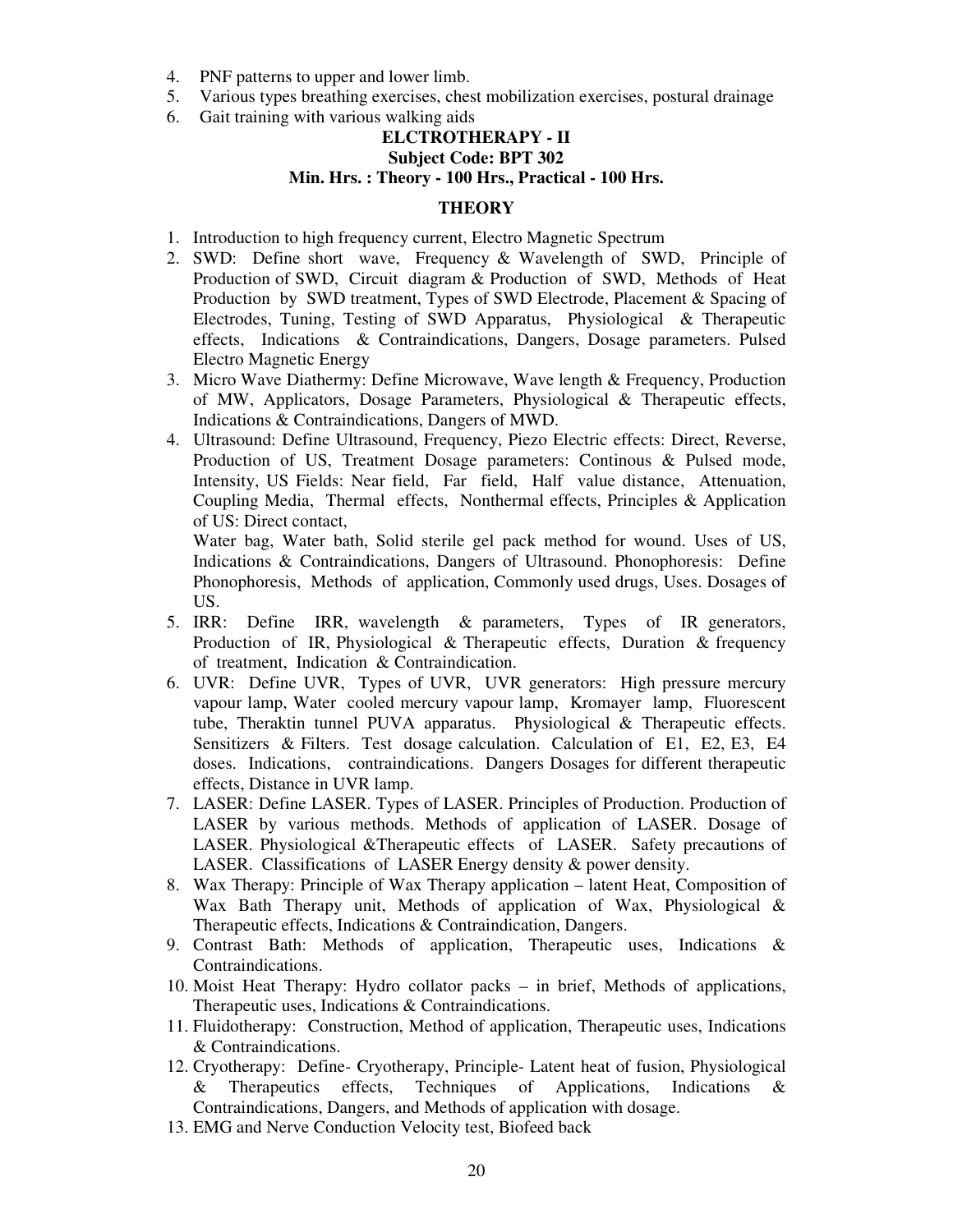4. PNF patterns to upper and lower limb.
5. Various types breathing exercises, chest mobilization exercises, postural drainage
6. Gait training with various walking aids

**ELCTROTHERAPY - II**

**Subject Code: BPT 302**

**Min. Hrs. : Theory - 100 Hrs., Practical - 100 Hrs.**

**THEORY**

1. Introduction to high frequency current, Electro Magnetic Spectrum
2. SWD: Define short wave, Frequency & Wavelength of SWD, Principle of Production of SWD, Circuit diagram & Production of SWD, Methods of Heat Production by SWD treatment, Types of SWD Electrode, Placement & Spacing of Electrodes, Tuning, Testing of SWD Apparatus, Physiological & Therapeutic effects, Indications & Contraindications, Dangers, Dosage parameters. Pulsed Electro Magnetic Energy
3. Micro Wave Diathermy: Define Microwave, Wave length & Frequency, Production of MW, Applicators, Dosage Parameters, Physiological & Therapeutic effects, Indications & Contraindications, Dangers of MWD.
4. Ultrasound: Define Ultrasound, Frequency, Piezo Electric effects: Direct, Reverse, Production of US, Treatment Dosage parameters: Continous & Pulsed mode, Intensity, US Fields: Near field, Far field, Half value distance, Attenuation, Coupling Media, Thermal effects, Nonthermal effects, Principles & Application of US: Direct contact,

   Water bag, Water bath, Solid sterile gel pack method for wound. Uses of US, Indications & Contraindications, Dangers of Ultrasound. Phonophoresis: Define Phonophoresis, Methods of application, Commonly used drugs, Uses. Dosages of US.
5. IRR: Define IRR, wavelength & parameters, Types of IR generators, Production of IR, Physiological & Therapeutic effects, Duration & frequency of treatment, Indication & Contraindication.
6. UVR: Define UVR, Types of UVR, UVR generators: High pressure mercury vapour lamp, Water cooled mercury vapour lamp, Kromayer lamp, Fluorescent tube, Theraktin tunnel PUVA apparatus. Physiological & Therapeutic effects. Sensitizers & Filters. Test dosage calculation. Calculation of E1, E2, E3, E4 doses. Indications, contraindications. Dangers Dosages for different therapeutic effects, Distance in UVR lamp.
7. LASER: Define LASER. Types of LASER. Principles of Production. Production of LASER by various methods. Methods of application of LASER. Dosage of LASER. Physiological &Therapeutic effects of LASER. Safety precautions of LASER. Classifications of LASER Energy density & power density.
8. Wax Therapy: Principle of Wax Therapy application – latent Heat, Composition of Wax Bath Therapy unit, Methods of application of Wax, Physiological & Therapeutic effects, Indications & Contraindication, Dangers.
9. Contrast Bath: Methods of application, Therapeutic uses, Indications & Contraindications.
10. Moist Heat Therapy: Hydro collator packs – in brief, Methods of applications, Therapeutic uses, Indications & Contraindications.
11. Fluidotherapy: Construction, Method of application, Therapeutic uses, Indications & Contraindications.
12. Cryotherapy: Define- Cryotherapy, Principle- Latent heat of fusion, Physiological & Therapeutics effects, Techniques of Applications, Indications & Contraindications, Dangers, and Methods of application with dosage.
13. EMG and Nerve Conduction Velocity test, Biofeed back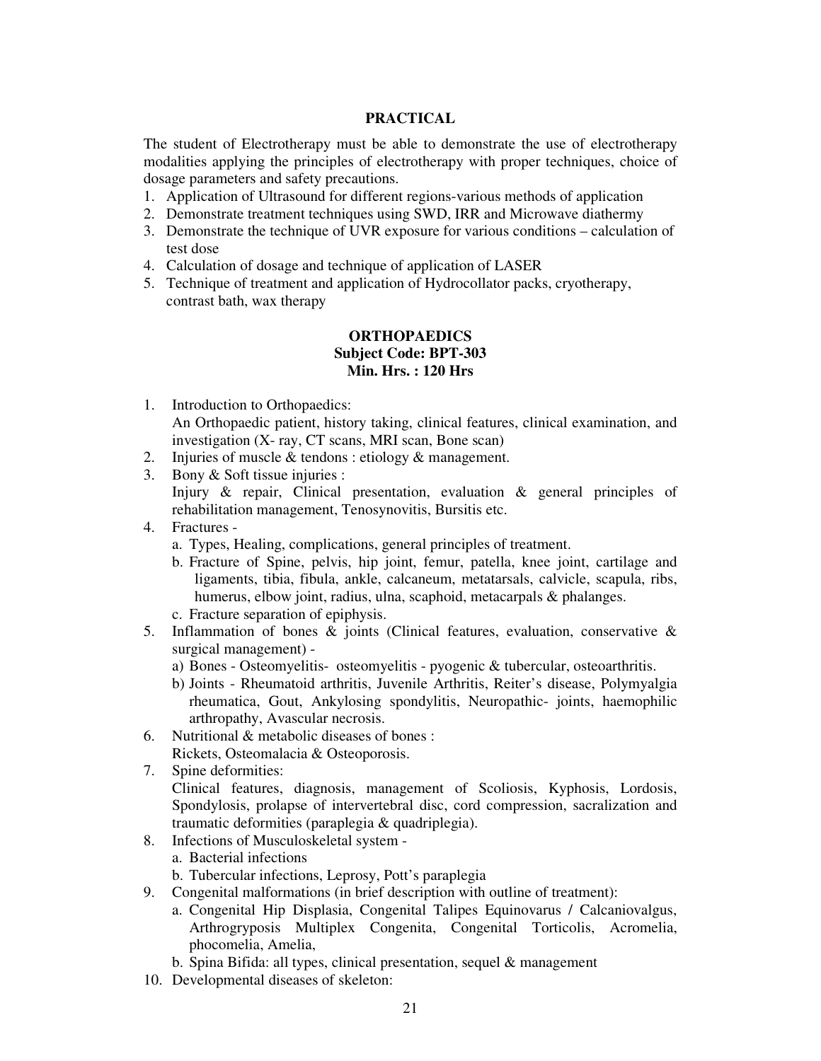## PRACTICAL

The student of Electrotherapy must be able to demonstrate the use of electrotherapy modalities applying the principles of electrotherapy with proper techniques, choice of dosage parameters and safety precautions.

1. Application of Ultrasound for different regions-various methods of application
2. Demonstrate treatment techniques using SWD, IRR and Microwave diathermy
3. Demonstrate the technique of UVR exposure for various conditions – calculation of test dose
4. Calculation of dosage and technique of application of LASER
5. Technique of treatment and application of Hydrocollator packs, cryotherapy, contrast bath, wax therapy

## ORTHOPAEDICS
**Subject Code: BPT-303**
**Min. Hrs. : 120 Hrs**

1. Introduction to Orthopaedics:
   An Orthopaedic patient, history taking, clinical features, clinical examination, and investigation (X- ray, CT scans, MRI scan, Bone scan)
2. Injuries of muscle & tendons : etiology & management.
3. Bony & Soft tissue injuries :
   Injury & repair, Clinical presentation, evaluation & general principles of rehabilitation management, Tenosynovitis, Bursitis etc.
4. Fractures -
   a. Types, Healing, complications, general principles of treatment.
   b. Fracture of Spine, pelvis, hip joint, femur, patella, knee joint, cartilage and ligaments, tibia, fibula, ankle, calcaneum, metatarsals, calvicle, scapula, ribs, humerus, elbow joint, radius, ulna, scaphoid, metacarpals & phalanges.
   c. Fracture separation of epiphysis.
5. Inflammation of bones & joints (Clinical features, evaluation, conservative & surgical management) -
   a) Bones - Osteomyelitis- osteomyelitis - pyogenic & tubercular, osteoarthritis.
   b) Joints - Rheumatoid arthritis, Juvenile Arthritis, Reiter's disease, Polymyalgia rheumatica, Gout, Ankylosing spondylitis, Neuropathic- joints, haemophilic arthropathy, Avascular necrosis.
6. Nutritional & metabolic diseases of bones :
   Rickets, Osteomalacia & Osteoporosis.
7. Spine deformities:
   Clinical features, diagnosis, management of Scoliosis, Kyphosis, Lordosis, Spondylosis, prolapse of intervertebral disc, cord compression, sacralization and traumatic deformities (paraplegia & quadriplegia).
8. Infections of Musculoskeletal system -
   a. Bacterial infections
   b. Tubercular infections, Leprosy, Pott's paraplegia
9. Congenital malformations (in brief description with outline of treatment):
   a. Congenital Hip Displasia, Congenital Talipes Equinovarus / Calcaniovalgus, Arthrogryposis Multiplex Congenita, Congenital Torticolis, Acromelia, phocomelia, Amelia,
   b. Spina Bifida: all types, clinical presentation, sequel & management
10. Developmental diseases of skeleton: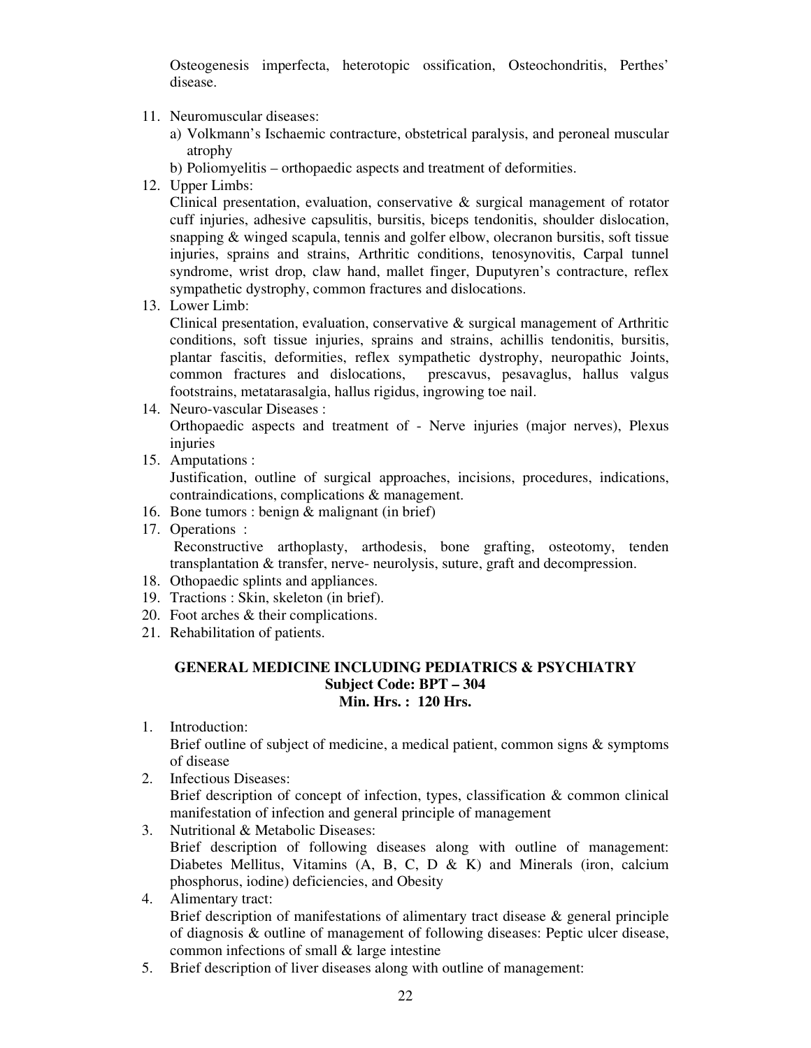Osteogenesis imperfecta, heterotopic ossification, Osteochondritis, Perthes' disease.

11. Neuromuscular diseases:
    a) Volkmann's Ischaemic contracture, obstetrical paralysis, and peroneal muscular atrophy
    b) Poliomyelitis – orthopaedic aspects and treatment of deformities.
12. Upper Limbs:
    Clinical presentation, evaluation, conservative & surgical management of rotator cuff injuries, adhesive capsulitis, bursitis, biceps tendonitis, shoulder dislocation, snapping & winged scapula, tennis and golfer elbow, olecranon bursitis, soft tissue injuries, sprains and strains, Arthritic conditions, tenosynovitis, Carpal tunnel syndrome, wrist drop, claw hand, mallet finger, Duputyren's contracture, reflex sympathetic dystrophy, common fractures and dislocations.
13. Lower Limb:
    Clinical presentation, evaluation, conservative & surgical management of Arthritic conditions, soft tissue injuries, sprains and strains, achillis tendonitis, bursitis, plantar fascitis, deformities, reflex sympathetic dystrophy, neuropathic Joints, common fractures and dislocations, prescavus, pesavaglus, hallus valgus footstrains, metatarasalgia, hallus rigidus, ingrowing toe nail.
14. Neuro-vascular Diseases :
    Orthopaedic aspects and treatment of - Nerve injuries (major nerves), Plexus injuries
15. Amputations :
    Justification, outline of surgical approaches, incisions, procedures, indications, contraindications, complications & management.
16. Bone tumors : benign & malignant (in brief)
17. Operations :
    Reconstructive arthoplasty, arthodesis, bone grafting, osteotomy, tenden transplantation & transfer, nerve- neurolysis, suture, graft and decompression.
18. Othopaedic splints and appliances.
19. Tractions : Skin, skeleton (in brief).
20. Foot arches & their complications.
21. Rehabilitation of patients.

## GENERAL MEDICINE INCLUDING PEDIATRICS & PSYCHIATRY

**Subject Code: BPT – 304**

**Min. Hrs. : 120 Hrs.**

1. Introduction:
   Brief outline of subject of medicine, a medical patient, common signs & symptoms of disease
2. Infectious Diseases:
   Brief description of concept of infection, types, classification & common clinical manifestation of infection and general principle of management
3. Nutritional & Metabolic Diseases:
   Brief description of following diseases along with outline of management: Diabetes Mellitus, Vitamins (A, B, C, D & K) and Minerals (iron, calcium phosphorus, iodine) deficiencies, and Obesity
4. Alimentary tract:
   Brief description of manifestations of alimentary tract disease & general principle of diagnosis & outline of management of following diseases: Peptic ulcer disease, common infections of small & large intestine
5. Brief description of liver diseases along with outline of management: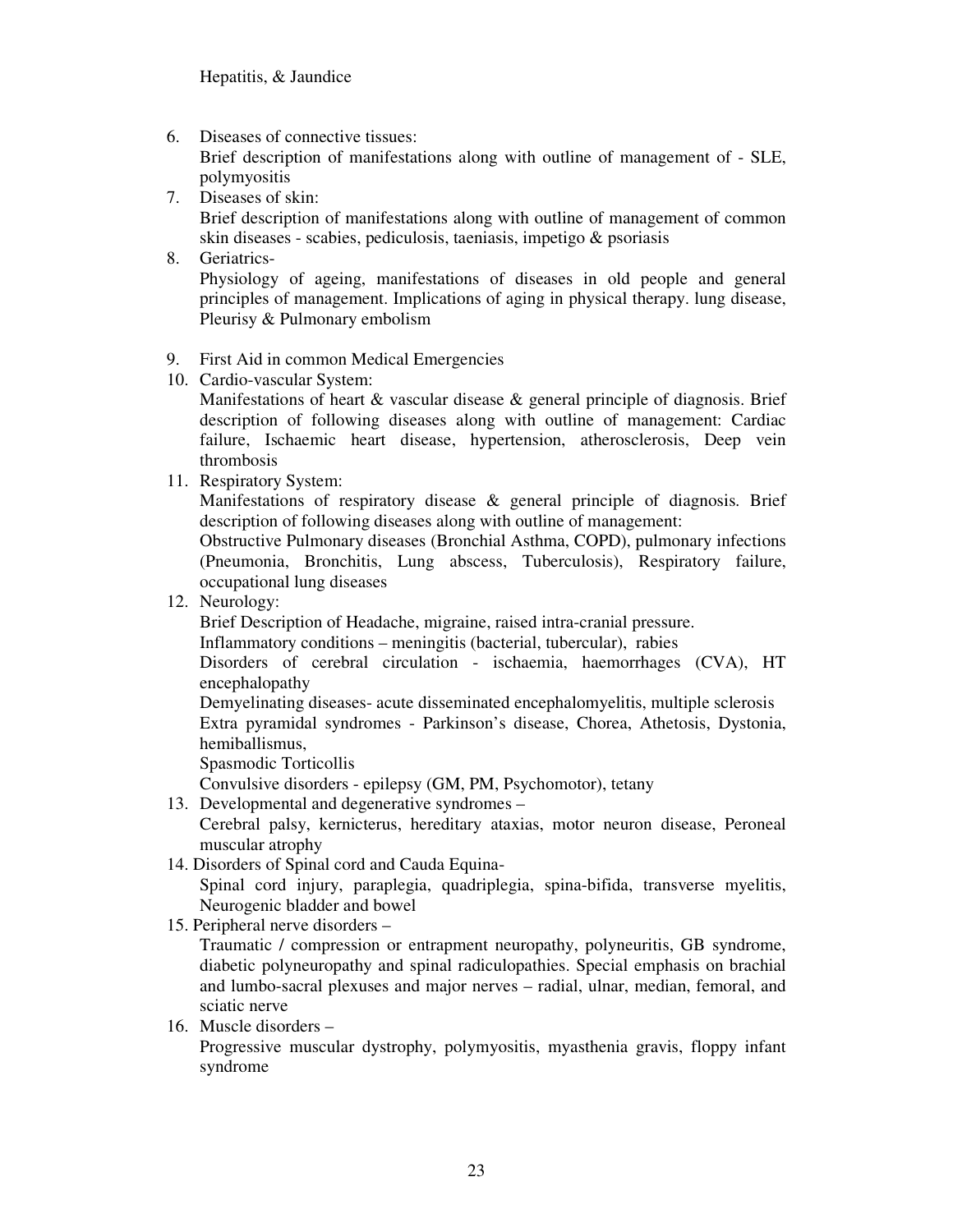Hepatitis, & Jaundice

6. Diseases of connective tissues:
   Brief description of manifestations along with outline of management of - SLE, polymyositis
7. Diseases of skin:
   Brief description of manifestations along with outline of management of common skin diseases - scabies, pediculosis, taeniasis, impetigo & psoriasis
8. Geriatrics-
   Physiology of ageing, manifestations of diseases in old people and general principles of management. Implications of aging in physical therapy. lung disease, Pleurisy & Pulmonary embolism

9. First Aid in common Medical Emergencies
10. Cardio-vascular System:
    Manifestations of heart & vascular disease & general principle of diagnosis. Brief description of following diseases along with outline of management: Cardiac failure, Ischaemic heart disease, hypertension, atherosclerosis, Deep vein thrombosis
11. Respiratory System:
    Manifestations of respiratory disease & general principle of diagnosis. Brief description of following diseases along with outline of management:
    Obstructive Pulmonary diseases (Bronchial Asthma, COPD), pulmonary infections (Pneumonia, Bronchitis, Lung abscess, Tuberculosis), Respiratory failure, occupational lung diseases
12. Neurology:
    Brief Description of Headache, migraine, raised intra-cranial pressure.
    Inflammatory conditions – meningitis (bacterial, tubercular), rabies
    Disorders of cerebral circulation - ischaemia, haemorrhages (CVA), HT encephalopathy
    Demyelinating diseases- acute disseminated encephalomyelitis, multiple sclerosis
    Extra pyramidal syndromes - Parkinson's disease, Chorea, Athetosis, Dystonia, hemiballismus,
    Spasmodic Torticollis
    Convulsive disorders - epilepsy (GM, PM, Psychomotor), tetany
13. Developmental and degenerative syndromes –
    Cerebral palsy, kernicterus, hereditary ataxias, motor neuron disease, Peroneal muscular atrophy
14. Disorders of Spinal cord and Cauda Equina-
    Spinal cord injury, paraplegia, quadriplegia, spina-bifida, transverse myelitis, Neurogenic bladder and bowel
15. Peripheral nerve disorders –
    Traumatic / compression or entrapment neuropathy, polyneuritis, GB syndrome, diabetic polyneuropathy and spinal radiculopathies. Special emphasis on brachial and lumbo-sacral plexuses and major nerves – radial, ulnar, median, femoral, and sciatic nerve
16. Muscle disorders –
    Progressive muscular dystrophy, polymyositis, myasthenia gravis, floppy infant syndrome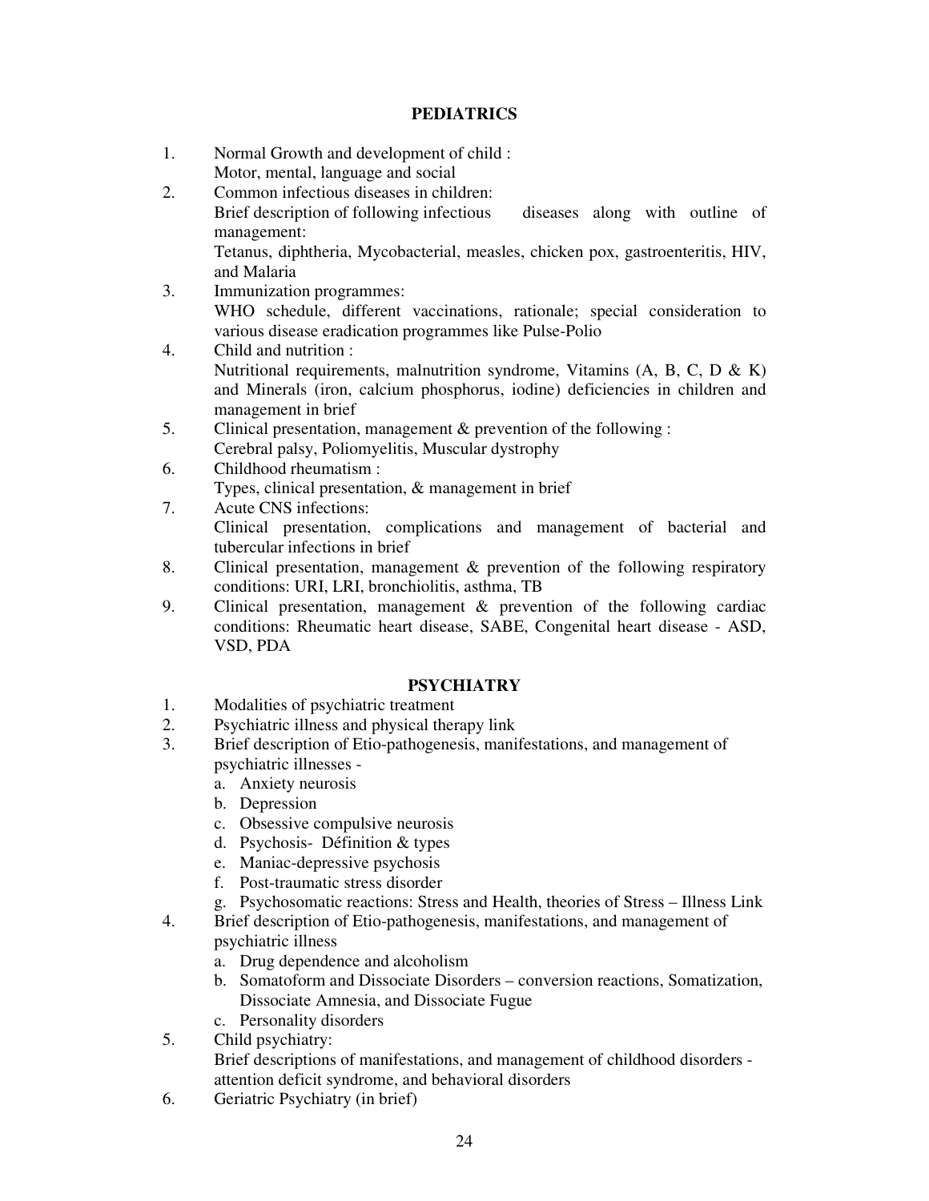## PEDIATRICS

1. Normal Growth and development of child :
   Motor, mental, language and social
2. Common infectious diseases in children:
   Brief description of following infectious diseases along with outline of management:
   Tetanus, diphtheria, Mycobacterial, measles, chicken pox, gastroenteritis, HIV, and Malaria
3. Immunization programmes:
   WHO schedule, different vaccinations, rationale; special consideration to various disease eradication programmes like Pulse-Polio
4. Child and nutrition :
   Nutritional requirements, malnutrition syndrome, Vitamins (A, B, C, D & K) and Minerals (iron, calcium phosphorus, iodine) deficiencies in children and management in brief
5. Clinical presentation, management & prevention of the following :
   Cerebral palsy, Poliomyelitis, Muscular dystrophy
6. Childhood rheumatism :
   Types, clinical presentation, & management in brief
7. Acute CNS infections:
   Clinical presentation, complications and management of bacterial and tubercular infections in brief
8. Clinical presentation, management & prevention of the following respiratory conditions: URI, LRI, bronchiolitis, asthma, TB
9. Clinical presentation, management & prevention of the following cardiac conditions: Rheumatic heart disease, SABE, Congenital heart disease - ASD, VSD, PDA

## PSYCHIATRY

1. Modalities of psychiatric treatment
2. Psychiatric illness and physical therapy link
3. Brief description of Etio-pathogenesis, manifestations, and management of psychiatric illnesses -
   a. Anxiety neurosis
   b. Depression
   c. Obsessive compulsive neurosis
   d. Psychosis- Définition & types
   e. Maniac-depressive psychosis
   f. Post-traumatic stress disorder
   g. Psychosomatic reactions: Stress and Health, theories of Stress – Illness Link
4. Brief description of Etio-pathogenesis, manifestations, and management of psychiatric illness
   a. Drug dependence and alcoholism
   b. Somatoform and Dissociate Disorders – conversion reactions, Somatization, Dissociate Amnesia, and Dissociate Fugue
   c. Personality disorders
5. Child psychiatry:
   Brief descriptions of manifestations, and management of childhood disorders - attention deficit syndrome, and behavioral disorders
6. Geriatric Psychiatry (in brief)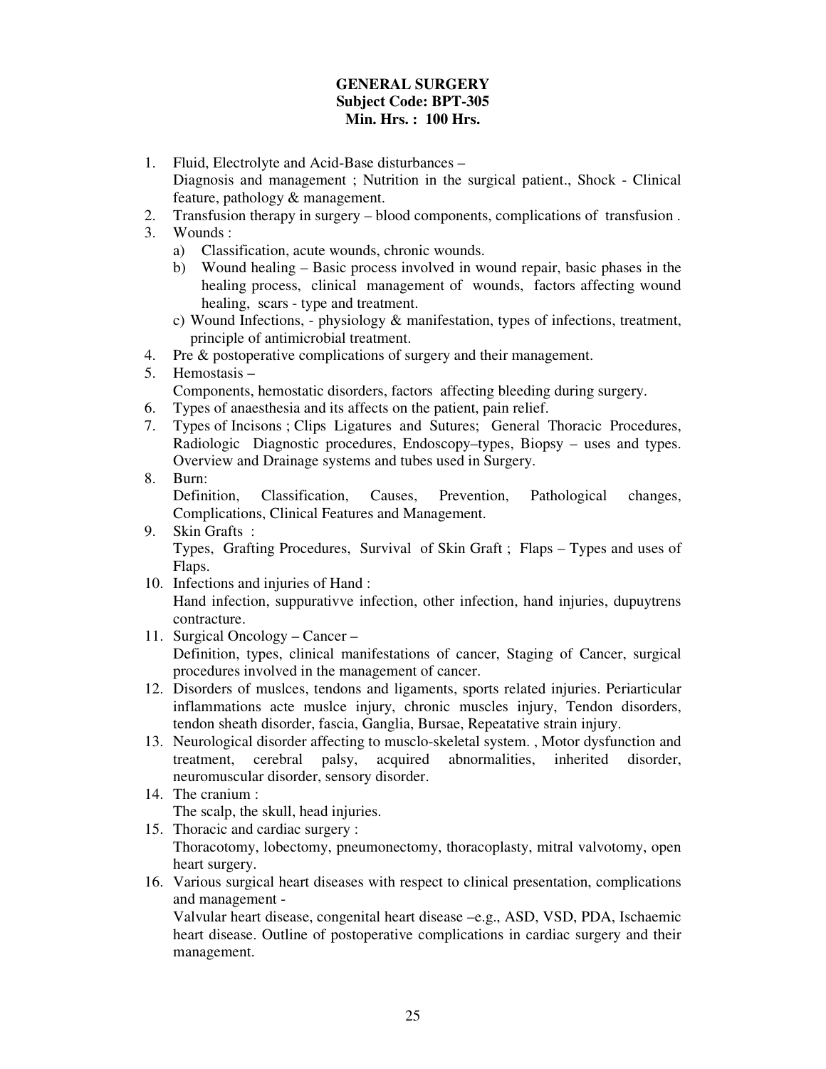**GENERAL SURGERY**
**Subject Code: BPT-305**
**Min. Hrs. : 100 Hrs.**

1. Fluid, Electrolyte and Acid-Base disturbances –
   Diagnosis and management ; Nutrition in the surgical patient., Shock - Clinical feature, pathology & management.
2. Transfusion therapy in surgery – blood components, complications of transfusion .
3. Wounds :
   a) Classification, acute wounds, chronic wounds.
   b) Wound healing – Basic process involved in wound repair, basic phases in the healing process, clinical management of wounds, factors affecting wound healing, scars - type and treatment.
   c) Wound Infections, - physiology & manifestation, types of infections, treatment, principle of antimicrobial treatment.
4. Pre & postoperative complications of surgery and their management.
5. Hemostasis –
   Components, hemostatic disorders, factors affecting bleeding during surgery.
6. Types of anaesthesia and its affects on the patient, pain relief.
7. Types of Incisons ; Clips Ligatures and Sutures; General Thoracic Procedures, Radiologic Diagnostic procedures, Endoscopy–types, Biopsy – uses and types. Overview and Drainage systems and tubes used in Surgery.
8. Burn:
   Definition, Classification, Causes, Prevention, Pathological changes, Complications, Clinical Features and Management.
9. Skin Grafts :
   Types, Grafting Procedures, Survival of Skin Graft ; Flaps – Types and uses of Flaps.
10. Infections and injuries of Hand :
    Hand infection, suppurativve infection, other infection, hand injuries, dupuytrens contracture.
11. Surgical Oncology – Cancer –
    Definition, types, clinical manifestations of cancer, Staging of Cancer, surgical procedures involved in the management of cancer.
12. Disorders of muslces, tendons and ligaments, sports related injuries. Periarticular inflammations acte muslce injury, chronic muscles injury, Tendon disorders, tendon sheath disorder, fascia, Ganglia, Bursae, Repeatative strain injury.
13. Neurological disorder affecting to musclo-skeletal system. , Motor dysfunction and treatment, cerebral palsy, acquired abnormalities, inherited disorder, neuromuscular disorder, sensory disorder.
14. The cranium :
    The scalp, the skull, head injuries.
15. Thoracic and cardiac surgery :
    Thoracotomy, lobectomy, pneumonectomy, thoracoplasty, mitral valvotomy, open heart surgery.
16. Various surgical heart diseases with respect to clinical presentation, complications and management -
    Valvular heart disease, congenital heart disease –e.g., ASD, VSD, PDA, Ischaemic heart disease. Outline of postoperative complications in cardiac surgery and their management.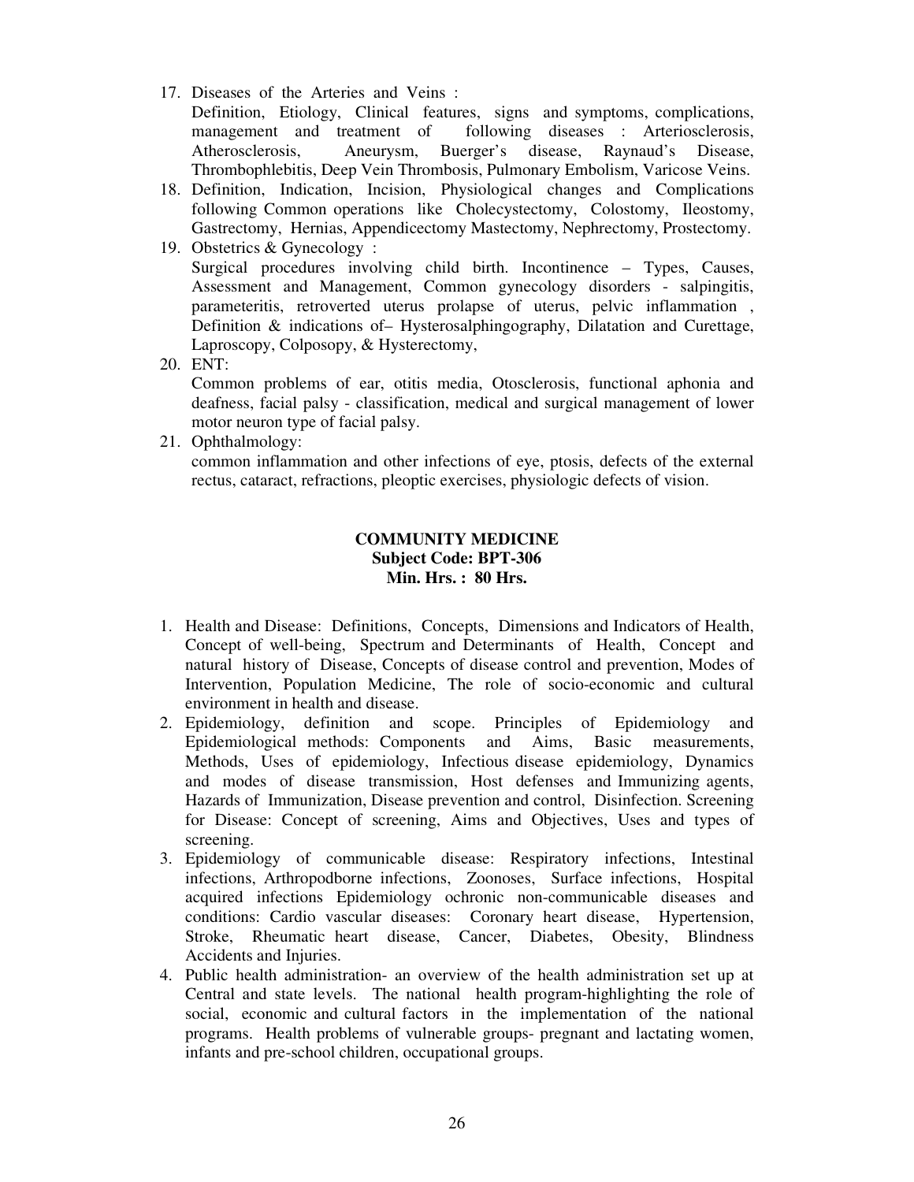17. Diseases of the Arteries and Veins :
    Definition, Etiology, Clinical features, signs and symptoms, complications, management and treatment of following diseases : Arteriosclerosis, Atherosclerosis, Aneurysm, Buerger's disease, Raynaud's Disease, Thrombophlebitis, Deep Vein Thrombosis, Pulmonary Embolism, Varicose Veins.
18. Definition, Indication, Incision, Physiological changes and Complications following Common operations like Cholecystectomy, Colostomy, Ileostomy, Gastrectomy, Hernias, Appendicectomy Mastectomy, Nephrectomy, Prostectomy.
19. Obstetrics & Gynecology :
    Surgical procedures involving child birth. Incontinence – Types, Causes, Assessment and Management, Common gynecology disorders - salpingitis, parameteritis, retroverted uterus prolapse of uterus, pelvic inflammation , Definition & indications of– Hysterosalphingography, Dilatation and Curettage, Laproscopy, Colposopy, & Hysterectomy,
20. ENT:
    Common problems of ear, otitis media, Otosclerosis, functional aphonia and deafness, facial palsy - classification, medical and surgical management of lower motor neuron type of facial palsy.
21. Ophthalmology:
    common inflammation and other infections of eye, ptosis, defects of the external rectus, cataract, refractions, pleoptic exercises, physiologic defects of vision.

## COMMUNITY MEDICINE

**Subject Code: BPT-306**

**Min. Hrs. : 80 Hrs.**

1. Health and Disease: Definitions, Concepts, Dimensions and Indicators of Health, Concept of well-being, Spectrum and Determinants of Health, Concept and natural history of Disease, Concepts of disease control and prevention, Modes of Intervention, Population Medicine, The role of socio-economic and cultural environment in health and disease.
2. Epidemiology, definition and scope. Principles of Epidemiology and Epidemiological methods: Components and Aims, Basic measurements, Methods, Uses of epidemiology, Infectious disease epidemiology, Dynamics and modes of disease transmission, Host defenses and Immunizing agents, Hazards of Immunization, Disease prevention and control, Disinfection. Screening for Disease: Concept of screening, Aims and Objectives, Uses and types of screening.
3. Epidemiology of communicable disease: Respiratory infections, Intestinal infections, Arthropodborne infections, Zoonoses, Surface infections, Hospital acquired infections Epidemiology ochronic non-communicable diseases and conditions: Cardio vascular diseases: Coronary heart disease, Hypertension, Stroke, Rheumatic heart disease, Cancer, Diabetes, Obesity, Blindness Accidents and Injuries.
4. Public health administration- an overview of the health administration set up at Central and state levels. The national health program-highlighting the role of social, economic and cultural factors in the implementation of the national programs. Health problems of vulnerable groups- pregnant and lactating women, infants and pre-school children, occupational groups.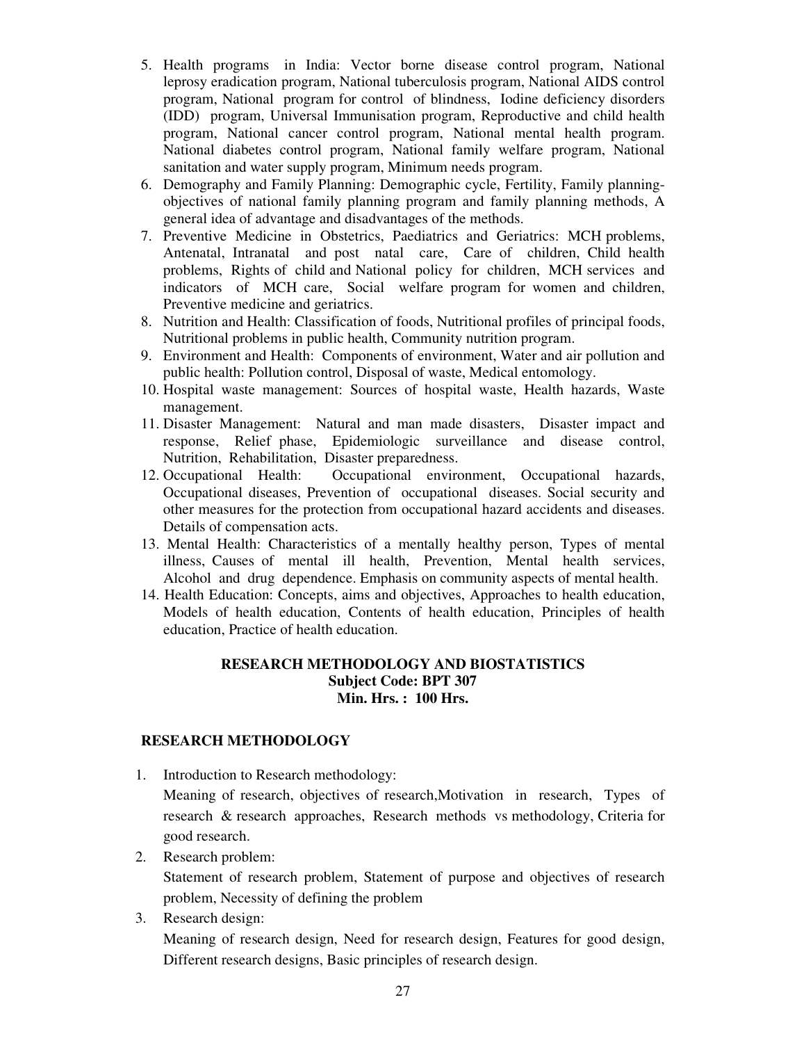5. Health programs in India: Vector borne disease control program, National leprosy eradication program, National tuberculosis program, National AIDS control program, National program for control of blindness, Iodine deficiency disorders (IDD) program, Universal Immunisation program, Reproductive and child health program, National cancer control program, National mental health program. National diabetes control program, National family welfare program, National sanitation and water supply program, Minimum needs program.
6. Demography and Family Planning: Demographic cycle, Fertility, Family planning- objectives of national family planning program and family planning methods, A general idea of advantage and disadvantages of the methods.
7. Preventive Medicine in Obstetrics, Paediatrics and Geriatrics: MCH problems, Antenatal, Intranatal and post natal care, Care of children, Child health problems, Rights of child and National policy for children, MCH services and indicators of MCH care, Social welfare program for women and children, Preventive medicine and geriatrics.
8. Nutrition and Health: Classification of foods, Nutritional profiles of principal foods, Nutritional problems in public health, Community nutrition program.
9. Environment and Health: Components of environment, Water and air pollution and public health: Pollution control, Disposal of waste, Medical entomology.
10. Hospital waste management: Sources of hospital waste, Health hazards, Waste management.
11. Disaster Management: Natural and man made disasters, Disaster impact and response, Relief phase, Epidemiologic surveillance and disease control, Nutrition, Rehabilitation, Disaster preparedness.
12. Occupational Health: Occupational environment, Occupational hazards, Occupational diseases, Prevention of occupational diseases. Social security and other measures for the protection from occupational hazard accidents and diseases. Details of compensation acts.
13. Mental Health: Characteristics of a mentally healthy person, Types of mental illness, Causes of mental ill health, Prevention, Mental health services, Alcohol and drug dependence. Emphasis on community aspects of mental health.
14. Health Education: Concepts, aims and objectives, Approaches to health education, Models of health education, Contents of health education, Principles of health education, Practice of health education.

## RESEARCH METHODOLOGY AND BIOSTATISTICS
**Subject Code: BPT 307**
**Min. Hrs. : 100 Hrs.**

### RESEARCH METHODOLOGY

1. Introduction to Research methodology:
   Meaning of research, objectives of research,Motivation in research, Types of research & research approaches, Research methods vs methodology, Criteria for good research.
2. Research problem:
   Statement of research problem, Statement of purpose and objectives of research problem, Necessity of defining the problem
3. Research design:
   Meaning of research design, Need for research design, Features for good design, Different research designs, Basic principles of research design.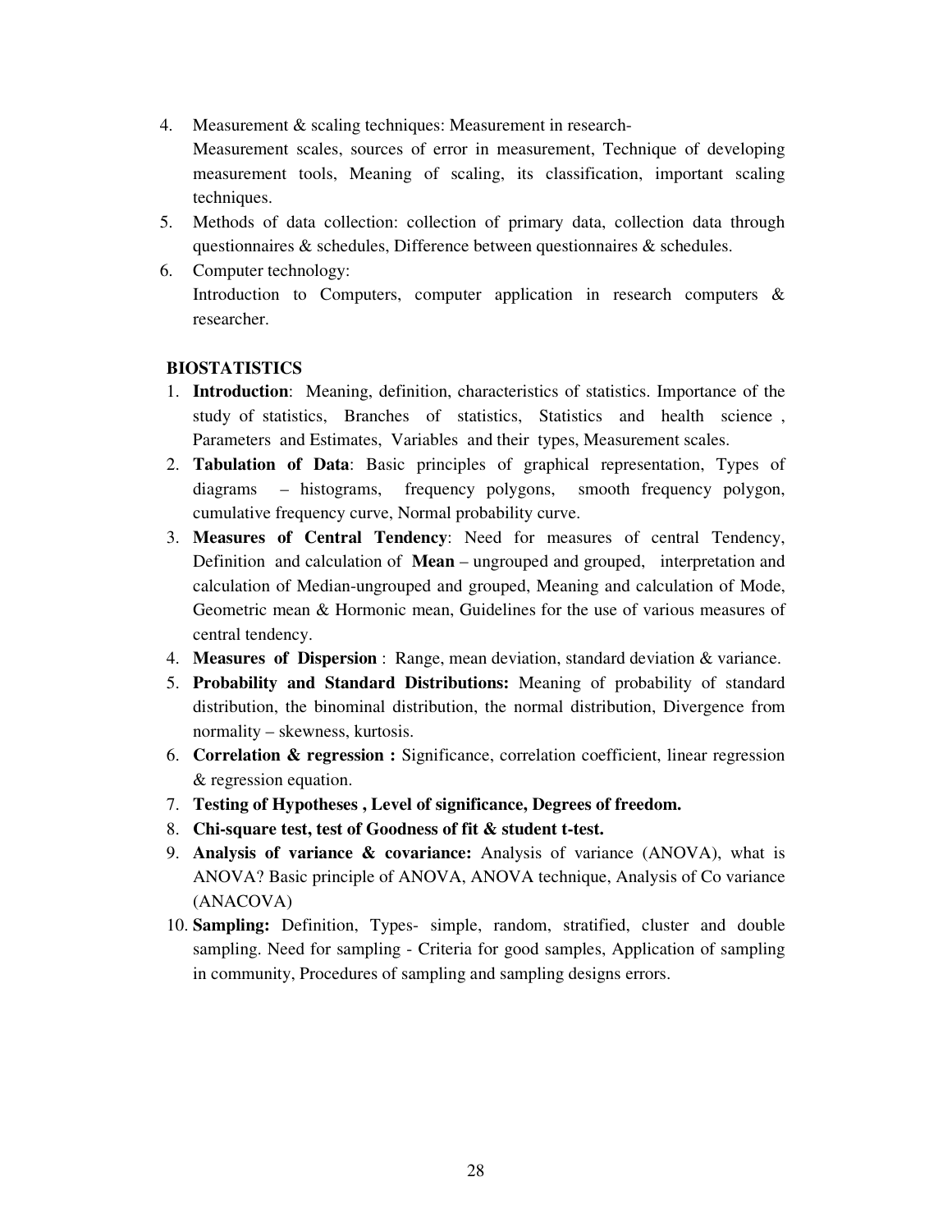4. Measurement & scaling techniques: Measurement in research-
   Measurement scales, sources of error in measurement, Technique of developing measurement tools, Meaning of scaling, its classification, important scaling techniques.
5. Methods of data collection: collection of primary data, collection data through questionnaires & schedules, Difference between questionnaires & schedules.
6. Computer technology:
   Introduction to Computers, computer application in research computers & researcher.

**BIOSTATISTICS**

1. **Introduction**: Meaning, definition, characteristics of statistics. Importance of the study of statistics, Branches of statistics, Statistics and health science , Parameters and Estimates, Variables and their types, Measurement scales.
2. **Tabulation of Data**: Basic principles of graphical representation, Types of diagrams – histograms, frequency polygons, smooth frequency polygon, cumulative frequency curve, Normal probability curve.
3. **Measures of Central Tendency**: Need for measures of central Tendency, Definition and calculation of **Mean** – ungrouped and grouped, interpretation and calculation of Median-ungrouped and grouped, Meaning and calculation of Mode, Geometric mean & Hormonic mean, Guidelines for the use of various measures of central tendency.
4. **Measures of Dispersion** : Range, mean deviation, standard deviation & variance.
5. **Probability and Standard Distributions:** Meaning of probability of standard distribution, the binominal distribution, the normal distribution, Divergence from normality – skewness, kurtosis.
6. **Correlation & regression :** Significance, correlation coefficient, linear regression & regression equation.
7. **Testing of Hypotheses , Level of significance, Degrees of freedom.**
8. **Chi-square test, test of Goodness of fit & student t-test.**
9. **Analysis of variance & covariance:** Analysis of variance (ANOVA), what is ANOVA? Basic principle of ANOVA, ANOVA technique, Analysis of Co variance (ANACOVA)
10. **Sampling:** Definition, Types- simple, random, stratified, cluster and double sampling. Need for sampling - Criteria for good samples, Application of sampling in community, Procedures of sampling and sampling designs errors.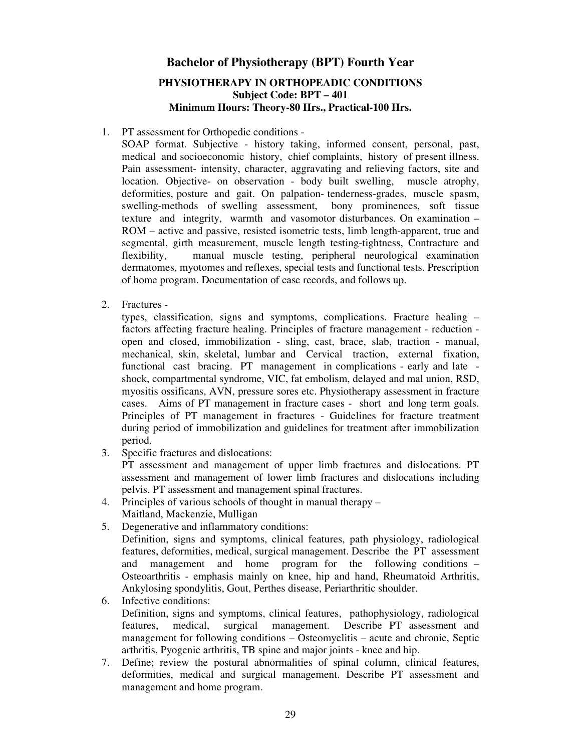# Bachelor of Physiotherapy (BPT) Fourth Year

## PHYSIOTHERAPY IN ORTHOPEADIC CONDITIONS

**Subject Code: BPT – 401**

**Minimum Hours: Theory-80 Hrs., Practical-100 Hrs.**

1. PT assessment for Orthopedic conditions -
   SOAP format. Subjective - history taking, informed consent, personal, past, medical and socioeconomic history, chief complaints, history of present illness. Pain assessment- intensity, character, aggravating and relieving factors, site and location. Objective- on observation - body built swelling, muscle atrophy, deformities, posture and gait. On palpation- tenderness-grades, muscle spasm, swelling-methods of swelling assessment, bony prominences, soft tissue texture and integrity, warmth and vasomotor disturbances. On examination – ROM – active and passive, resisted isometric tests, limb length-apparent, true and segmental, girth measurement, muscle length testing-tightness, Contracture and flexibility, manual muscle testing, peripheral neurological examination dermatomes, myotomes and reflexes, special tests and functional tests. Prescription of home program. Documentation of case records, and follows up.

2. Fractures -
   types, classification, signs and symptoms, complications. Fracture healing – factors affecting fracture healing. Principles of fracture management - reduction - open and closed, immobilization - sling, cast, brace, slab, traction - manual, mechanical, skin, skeletal, lumbar and Cervical traction, external fixation, functional cast bracing. PT management in complications - early and late - shock, compartmental syndrome, VIC, fat embolism, delayed and mal union, RSD, myositis ossificans, AVN, pressure sores etc. Physiotherapy assessment in fracture cases. Aims of PT management in fracture cases - short and long term goals. Principles of PT management in fractures - Guidelines for fracture treatment during period of immobilization and guidelines for treatment after immobilization period.

3. Specific fractures and dislocations:
   PT assessment and management of upper limb fractures and dislocations. PT assessment and management of lower limb fractures and dislocations including pelvis. PT assessment and management spinal fractures.

4. Principles of various schools of thought in manual therapy –
   Maitland, Mackenzie, Mulligan

5. Degenerative and inflammatory conditions:
   Definition, signs and symptoms, clinical features, path physiology, radiological features, deformities, medical, surgical management. Describe the PT assessment and management and home program for the following conditions – Osteoarthritis - emphasis mainly on knee, hip and hand, Rheumatoid Arthritis, Ankylosing spondylitis, Gout, Perthes disease, Periarthritic shoulder.

6. Infective conditions:
   Definition, signs and symptoms, clinical features, pathophysiology, radiological features, medical, surgical management. Describe PT assessment and management for following conditions – Osteomyelitis – acute and chronic, Septic arthritis, Pyogenic arthritis, TB spine and major joints - knee and hip.

7. Define; review the postural abnormalities of spinal column, clinical features, deformities, medical and surgical management. Describe PT assessment and management and home program.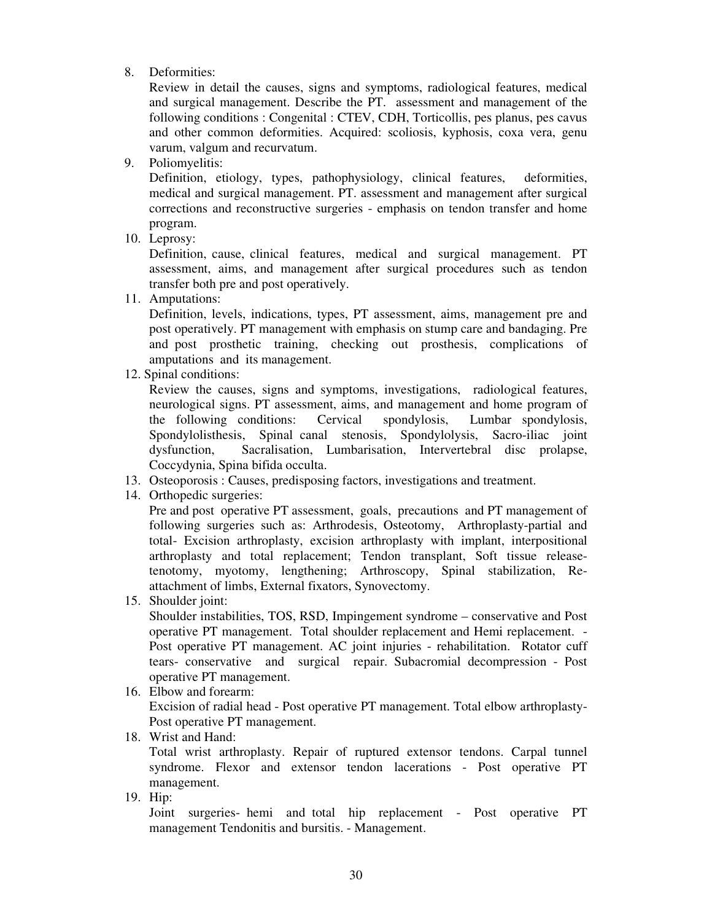8. Deformities:

   Review in detail the causes, signs and symptoms, radiological features, medical and surgical management. Describe the PT. assessment and management of the following conditions : Congenital : CTEV, CDH, Torticollis, pes planus, pes cavus and other common deformities. Acquired: scoliosis, kyphosis, coxa vera, genu varum, valgum and recurvatum.

9. Poliomyelitis:

   Definition, etiology, types, pathophysiology, clinical features, deformities, medical and surgical management. PT. assessment and management after surgical corrections and reconstructive surgeries - emphasis on tendon transfer and home program.

10. Leprosy:

    Definition, cause, clinical features, medical and surgical management. PT assessment, aims, and management after surgical procedures such as tendon transfer both pre and post operatively.

11. Amputations:

    Definition, levels, indications, types, PT assessment, aims, management pre and post operatively. PT management with emphasis on stump care and bandaging. Pre and post prosthetic training, checking out prosthesis, complications of amputations and its management.

12. Spinal conditions:

    Review the causes, signs and symptoms, investigations, radiological features, neurological signs. PT assessment, aims, and management and home program of the following conditions: Cervical spondylosis, Lumbar spondylosis, Spondylolisthesis, Spinal canal stenosis, Spondylolysis, Sacro-iliac joint dysfunction, Sacralisation, Lumbarisation, Intervertebral disc prolapse, Coccydynia, Spina bifida occulta.

13. Osteoporosis : Causes, predisposing factors, investigations and treatment.

14. Orthopedic surgeries:

    Pre and post operative PT assessment, goals, precautions and PT management of following surgeries such as: Arthrodesis, Osteotomy, Arthroplasty-partial and total- Excision arthroplasty, excision arthroplasty with implant, interpositional arthroplasty and total replacement; Tendon transplant, Soft tissue release-tenotomy, myotomy, lengthening; Arthroscopy, Spinal stabilization, Re-attachment of limbs, External fixators, Synovectomy.

15. Shoulder joint:

    Shoulder instabilities, TOS, RSD, Impingement syndrome – conservative and Post operative PT management. Total shoulder replacement and Hemi replacement. - Post operative PT management. AC joint injuries - rehabilitation. Rotator cuff tears- conservative and surgical repair. Subacromial decompression - Post operative PT management.

16. Elbow and forearm:

    Excision of radial head - Post operative PT management. Total elbow arthroplasty- Post operative PT management.

18. Wrist and Hand:

    Total wrist arthroplasty. Repair of ruptured extensor tendons. Carpal tunnel syndrome. Flexor and extensor tendon lacerations - Post operative PT management.

19. Hip:

    Joint surgeries- hemi and total hip replacement - Post operative PT management Tendonitis and bursitis. - Management.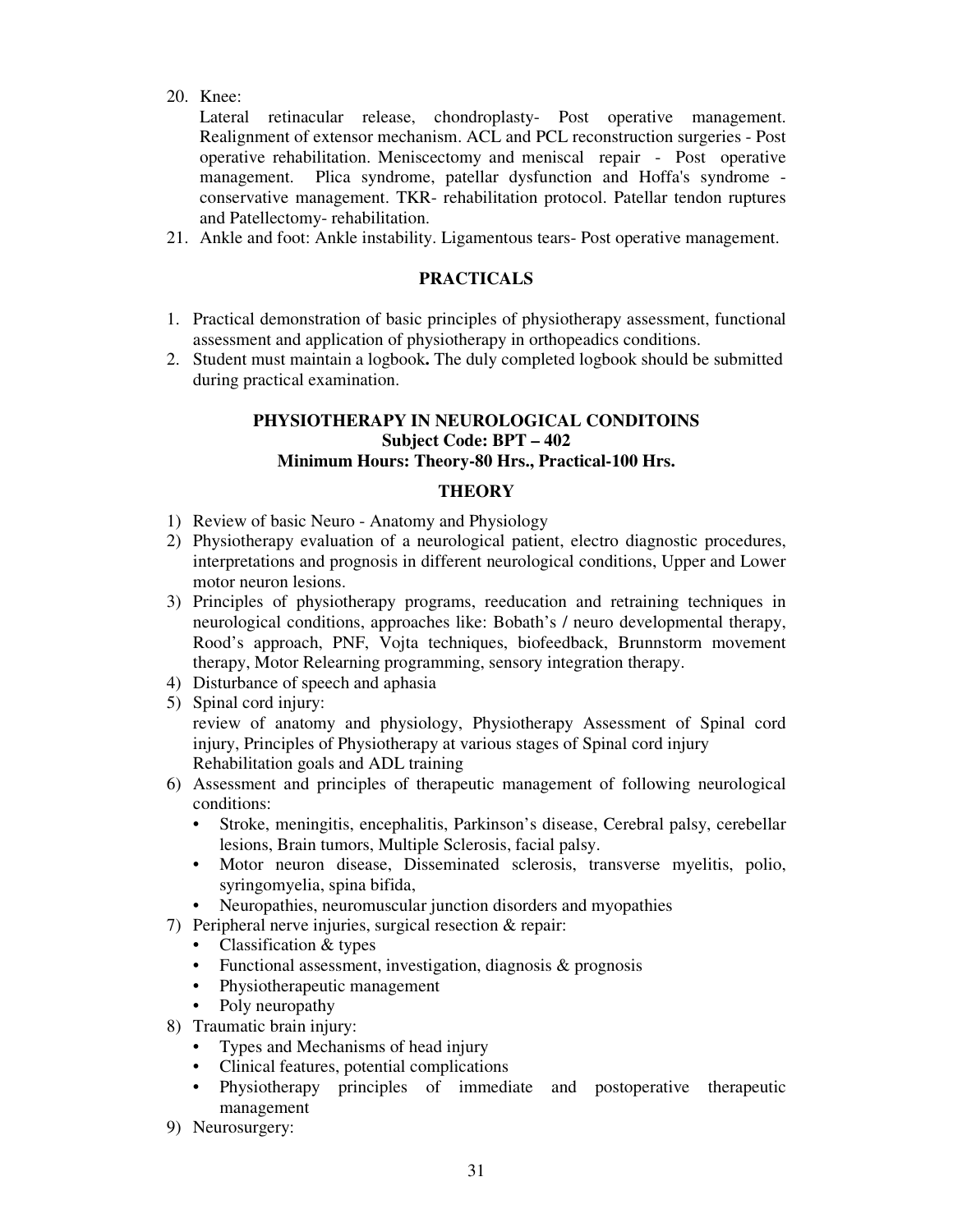20. Knee:
    Lateral retinacular release, chondroplasty- Post operative management. Realignment of extensor mechanism. ACL and PCL reconstruction surgeries - Post operative rehabilitation. Meniscectomy and meniscal repair - Post operative management. Plica syndrome, patellar dysfunction and Hoffa's syndrome - conservative management. TKR- rehabilitation protocol. Patellar tendon ruptures and Patellectomy- rehabilitation.
21. Ankle and foot: Ankle instability. Ligamentous tears- Post operative management.

## PRACTICALS

1. Practical demonstration of basic principles of physiotherapy assessment, functional assessment and application of physiotherapy in orthopeadics conditions.
2. Student must maintain a logbook**.** The duly completed logbook should be submitted during practical examination.

## PHYSIOTHERAPY IN NEUROLOGICAL CONDITOINS
**Subject Code: BPT – 402**
**Minimum Hours: Theory-80 Hrs., Practical-100 Hrs.**

## THEORY

1) Review of basic Neuro - Anatomy and Physiology
2) Physiotherapy evaluation of a neurological patient, electro diagnostic procedures, interpretations and prognosis in different neurological conditions, Upper and Lower motor neuron lesions.
3) Principles of physiotherapy programs, reeducation and retraining techniques in neurological conditions, approaches like: Bobath's / neuro developmental therapy, Rood's approach, PNF, Vojta techniques, biofeedback, Brunnstorm movement therapy, Motor Relearning programming, sensory integration therapy.
4) Disturbance of speech and aphasia
5) Spinal cord injury:
   review of anatomy and physiology, Physiotherapy Assessment of Spinal cord injury, Principles of Physiotherapy at various stages of Spinal cord injury
   Rehabilitation goals and ADL training
6) Assessment and principles of therapeutic management of following neurological conditions:
   - Stroke, meningitis, encephalitis, Parkinson's disease, Cerebral palsy, cerebellar lesions, Brain tumors, Multiple Sclerosis, facial palsy.
   - Motor neuron disease, Disseminated sclerosis, transverse myelitis, polio, syringomyelia, spina bifida,
   - Neuropathies, neuromuscular junction disorders and myopathies
7) Peripheral nerve injuries, surgical resection & repair:
   - Classification & types
   - Functional assessment, investigation, diagnosis & prognosis
   - Physiotherapeutic management
   - Poly neuropathy
8) Traumatic brain injury:
   - Types and Mechanisms of head injury
   - Clinical features, potential complications
   - Physiotherapy principles of immediate and postoperative therapeutic management
9) Neurosurgery: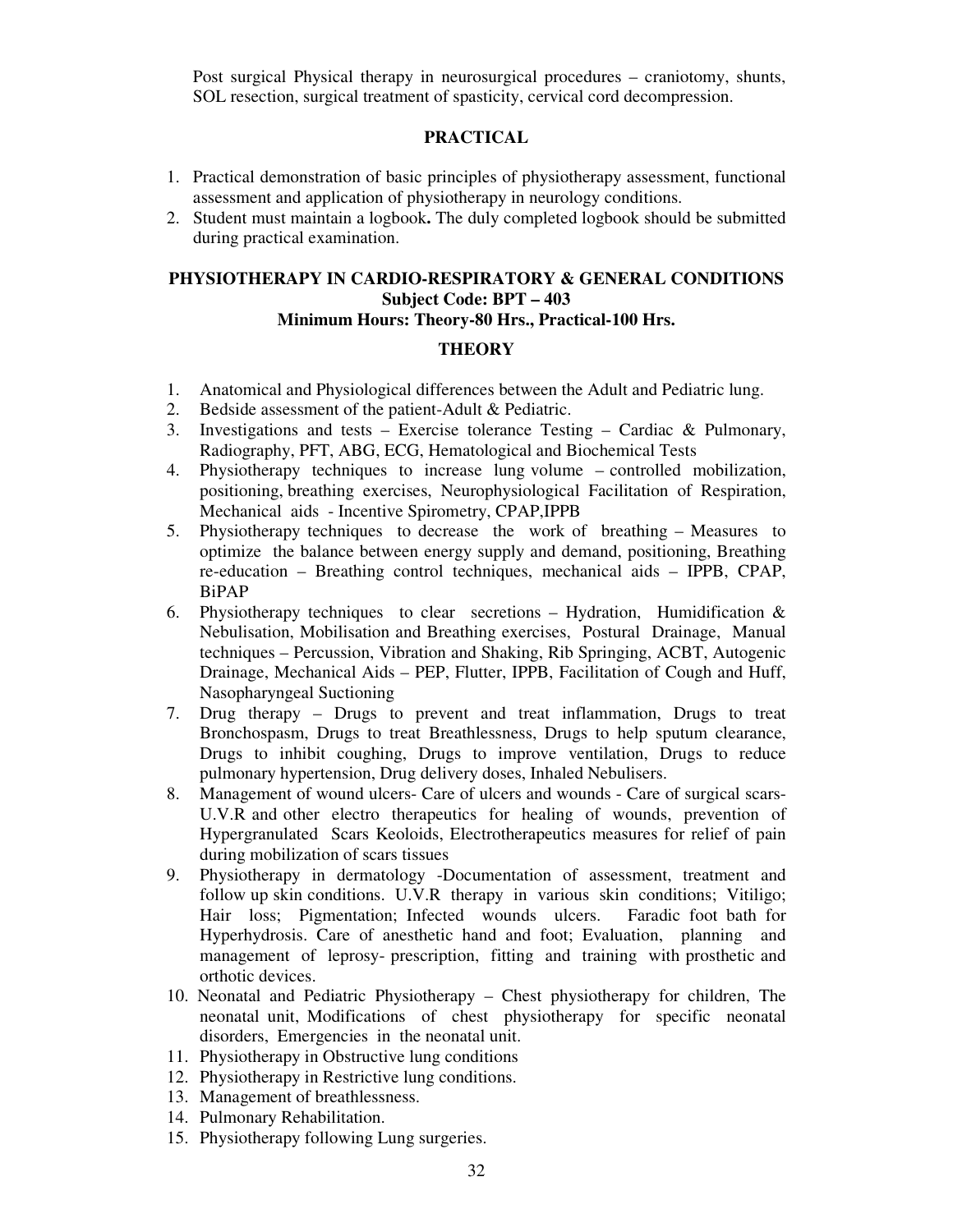Post surgical Physical therapy in neurosurgical procedures – craniotomy, shunts, SOL resection, surgical treatment of spasticity, cervical cord decompression.

## PRACTICAL

1. Practical demonstration of basic principles of physiotherapy assessment, functional assessment and application of physiotherapy in neurology conditions.
2. Student must maintain a logbook**.** The duly completed logbook should be submitted during practical examination.

## PHYSIOTHERAPY IN CARDIO-RESPIRATORY & GENERAL CONDITIONS

**Subject Code: BPT – 403**

**Minimum Hours: Theory-80 Hrs., Practical-100 Hrs.**

## THEORY

1. Anatomical and Physiological differences between the Adult and Pediatric lung.
2. Bedside assessment of the patient-Adult & Pediatric.
3. Investigations and tests – Exercise tolerance Testing – Cardiac & Pulmonary, Radiography, PFT, ABG, ECG, Hematological and Biochemical Tests
4. Physiotherapy techniques to increase lung volume – controlled mobilization, positioning, breathing exercises, Neurophysiological Facilitation of Respiration, Mechanical aids - Incentive Spirometry, CPAP,IPPB
5. Physiotherapy techniques to decrease the work of breathing – Measures to optimize the balance between energy supply and demand, positioning, Breathing re-education – Breathing control techniques, mechanical aids – IPPB, CPAP, BiPAP
6. Physiotherapy techniques to clear secretions – Hydration, Humidification & Nebulisation, Mobilisation and Breathing exercises, Postural Drainage, Manual techniques – Percussion, Vibration and Shaking, Rib Springing, ACBT, Autogenic Drainage, Mechanical Aids – PEP, Flutter, IPPB, Facilitation of Cough and Huff, Nasopharyngeal Suctioning
7. Drug therapy – Drugs to prevent and treat inflammation, Drugs to treat Bronchospasm, Drugs to treat Breathlessness, Drugs to help sputum clearance, Drugs to inhibit coughing, Drugs to improve ventilation, Drugs to reduce pulmonary hypertension, Drug delivery doses, Inhaled Nebulisers.
8. Management of wound ulcers- Care of ulcers and wounds - Care of surgical scars- U.V.R and other electro therapeutics for healing of wounds, prevention of Hypergranulated Scars Keoloids, Electrotherapeutics measures for relief of pain during mobilization of scars tissues
9. Physiotherapy in dermatology -Documentation of assessment, treatment and follow up skin conditions. U.V.R therapy in various skin conditions; Vitiligo; Hair loss; Pigmentation; Infected wounds ulcers. Faradic foot bath for Hyperhydrosis. Care of anesthetic hand and foot; Evaluation, planning and management of leprosy- prescription, fitting and training with prosthetic and orthotic devices.
10. Neonatal and Pediatric Physiotherapy – Chest physiotherapy for children, The neonatal unit, Modifications of chest physiotherapy for specific neonatal disorders, Emergencies in the neonatal unit.
11. Physiotherapy in Obstructive lung conditions
12. Physiotherapy in Restrictive lung conditions.
13. Management of breathlessness.
14. Pulmonary Rehabilitation.
15. Physiotherapy following Lung surgeries.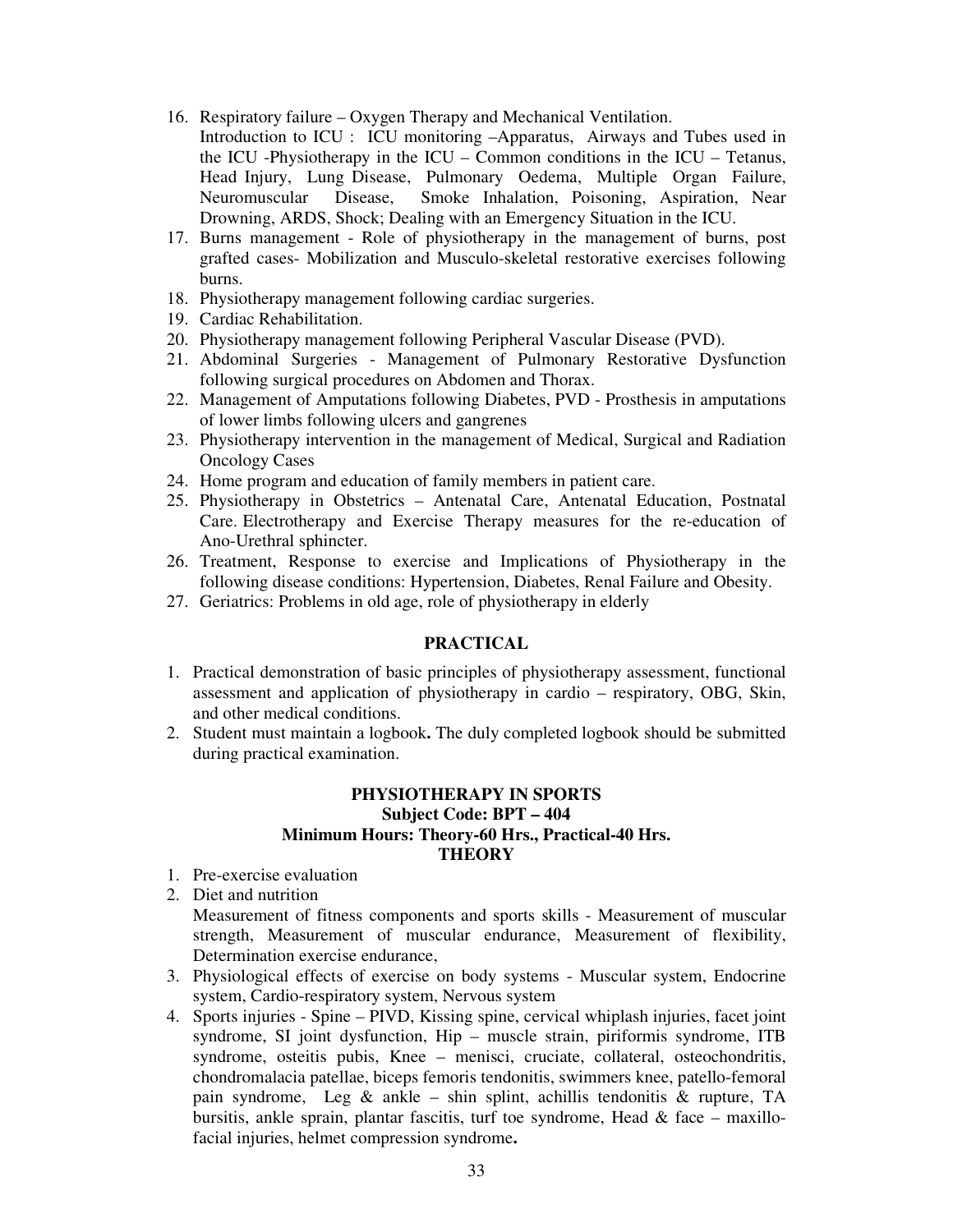16. Respiratory failure – Oxygen Therapy and Mechanical Ventilation.
    Introduction to ICU : ICU monitoring –Apparatus, Airways and Tubes used in the ICU -Physiotherapy in the ICU – Common conditions in the ICU – Tetanus, Head Injury, Lung Disease, Pulmonary Oedema, Multiple Organ Failure, Neuromuscular Disease, Smoke Inhalation, Poisoning, Aspiration, Near Drowning, ARDS, Shock; Dealing with an Emergency Situation in the ICU.
17. Burns management - Role of physiotherapy in the management of burns, post grafted cases- Mobilization and Musculo-skeletal restorative exercises following burns.
18. Physiotherapy management following cardiac surgeries.
19. Cardiac Rehabilitation.
20. Physiotherapy management following Peripheral Vascular Disease (PVD).
21. Abdominal Surgeries - Management of Pulmonary Restorative Dysfunction following surgical procedures on Abdomen and Thorax.
22. Management of Amputations following Diabetes, PVD - Prosthesis in amputations of lower limbs following ulcers and gangrenes
23. Physiotherapy intervention in the management of Medical, Surgical and Radiation Oncology Cases
24. Home program and education of family members in patient care.
25. Physiotherapy in Obstetrics – Antenatal Care, Antenatal Education, Postnatal Care. Electrotherapy and Exercise Therapy measures for the re-education of Ano-Urethral sphincter.
26. Treatment, Response to exercise and Implications of Physiotherapy in the following disease conditions: Hypertension, Diabetes, Renal Failure and Obesity.
27. Geriatrics: Problems in old age, role of physiotherapy in elderly

## PRACTICAL

1. Practical demonstration of basic principles of physiotherapy assessment, functional assessment and application of physiotherapy in cardio – respiratory, OBG, Skin, and other medical conditions.
2. Student must maintain a logbook**.** The duly completed logbook should be submitted during practical examination.

## PHYSIOTHERAPY IN SPORTS

**Subject Code: BPT – 404**

**Minimum Hours: Theory-60 Hrs., Practical-40 Hrs.**

**THEORY**

1. Pre-exercise evaluation
2. Diet and nutrition
   Measurement of fitness components and sports skills - Measurement of muscular strength, Measurement of muscular endurance, Measurement of flexibility, Determination exercise endurance,
3. Physiological effects of exercise on body systems - Muscular system, Endocrine system, Cardio-respiratory system, Nervous system
4. Sports injuries - Spine – PIVD, Kissing spine, cervical whiplash injuries, facet joint syndrome, SI joint dysfunction, Hip – muscle strain, piriformis syndrome, ITB syndrome, osteitis pubis, Knee – menisci, cruciate, collateral, osteochondritis, chondromalacia patellae, biceps femoris tendonitis, swimmers knee, patello-femoral pain syndrome, Leg & ankle – shin splint, achillis tendonitis & rupture, TA bursitis, ankle sprain, plantar fascitis, turf toe syndrome, Head & face – maxillo-facial injuries, helmet compression syndrome**.**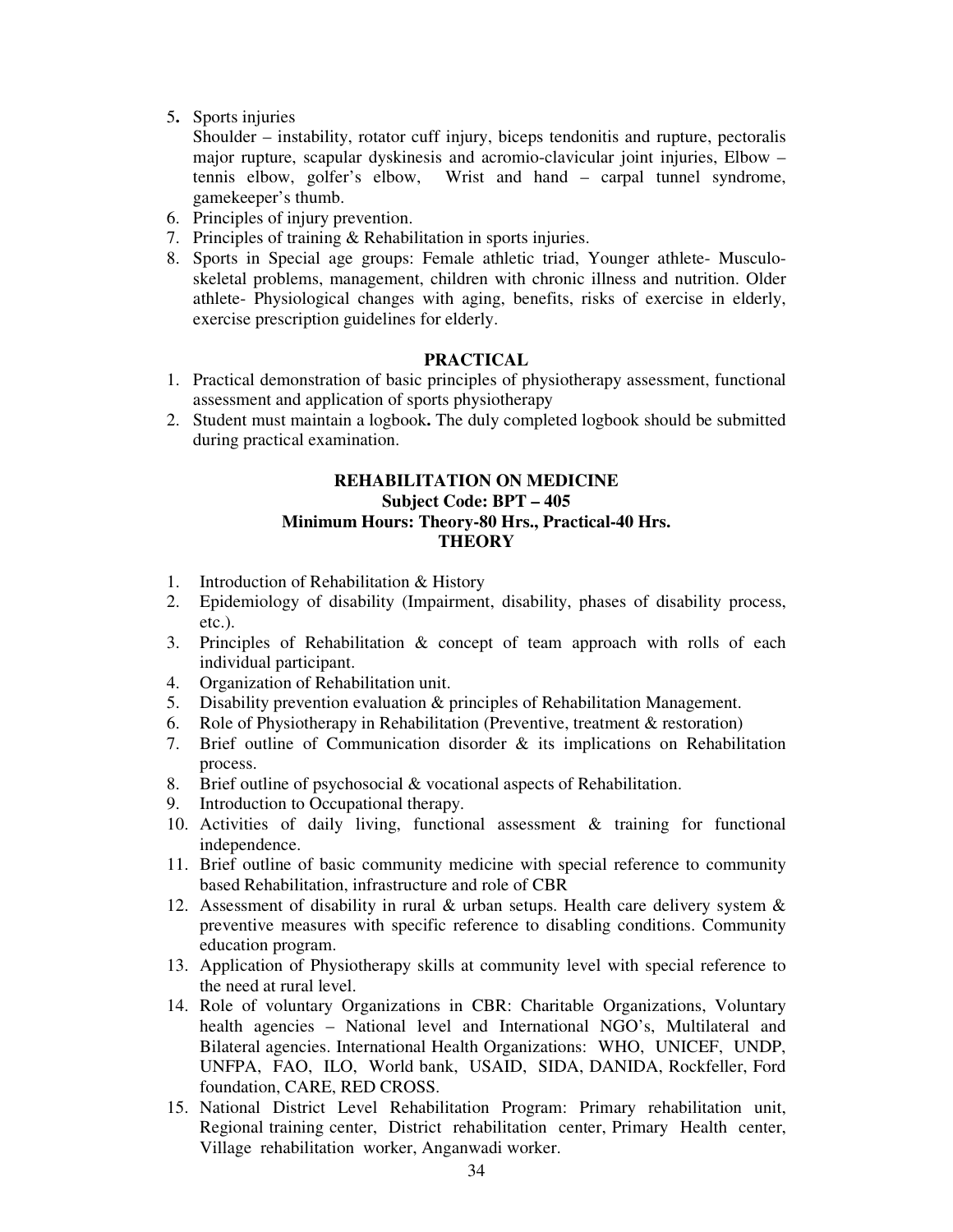5. Sports injuries
   Shoulder – instability, rotator cuff injury, biceps tendonitis and rupture, pectoralis major rupture, scapular dyskinesis and acromio-clavicular joint injuries, Elbow – tennis elbow, golfer's elbow, Wrist and hand – carpal tunnel syndrome, gamekeeper's thumb.
6. Principles of injury prevention.
7. Principles of training & Rehabilitation in sports injuries.
8. Sports in Special age groups: Female athletic triad, Younger athlete- Musculo-skeletal problems, management, children with chronic illness and nutrition. Older athlete- Physiological changes with aging, benefits, risks of exercise in elderly, exercise prescription guidelines for elderly.

**PRACTICAL**

1. Practical demonstration of basic principles of physiotherapy assessment, functional assessment and application of sports physiotherapy
2. Student must maintain a logbook**.** The duly completed logbook should be submitted during practical examination.

## REHABILITATION ON MEDICINE
### Subject Code: BPT – 405
### Minimum Hours: Theory-80 Hrs., Practical-40 Hrs.
### THEORY

1. Introduction of Rehabilitation & History
2. Epidemiology of disability (Impairment, disability, phases of disability process, etc.).
3. Principles of Rehabilitation & concept of team approach with rolls of each individual participant.
4. Organization of Rehabilitation unit.
5. Disability prevention evaluation & principles of Rehabilitation Management.
6. Role of Physiotherapy in Rehabilitation (Preventive, treatment & restoration)
7. Brief outline of Communication disorder & its implications on Rehabilitation process.
8. Brief outline of psychosocial & vocational aspects of Rehabilitation.
9. Introduction to Occupational therapy.
10. Activities of daily living, functional assessment & training for functional independence.
11. Brief outline of basic community medicine with special reference to community based Rehabilitation, infrastructure and role of CBR
12. Assessment of disability in rural & urban setups. Health care delivery system & preventive measures with specific reference to disabling conditions. Community education program.
13. Application of Physiotherapy skills at community level with special reference to the need at rural level.
14. Role of voluntary Organizations in CBR: Charitable Organizations, Voluntary health agencies – National level and International NGO's, Multilateral and Bilateral agencies. International Health Organizations: WHO, UNICEF, UNDP, UNFPA, FAO, ILO, World bank, USAID, SIDA, DANIDA, Rockfeller, Ford foundation, CARE, RED CROSS.
15. National District Level Rehabilitation Program: Primary rehabilitation unit, Regional training center, District rehabilitation center, Primary Health center, Village rehabilitation worker, Anganwadi worker.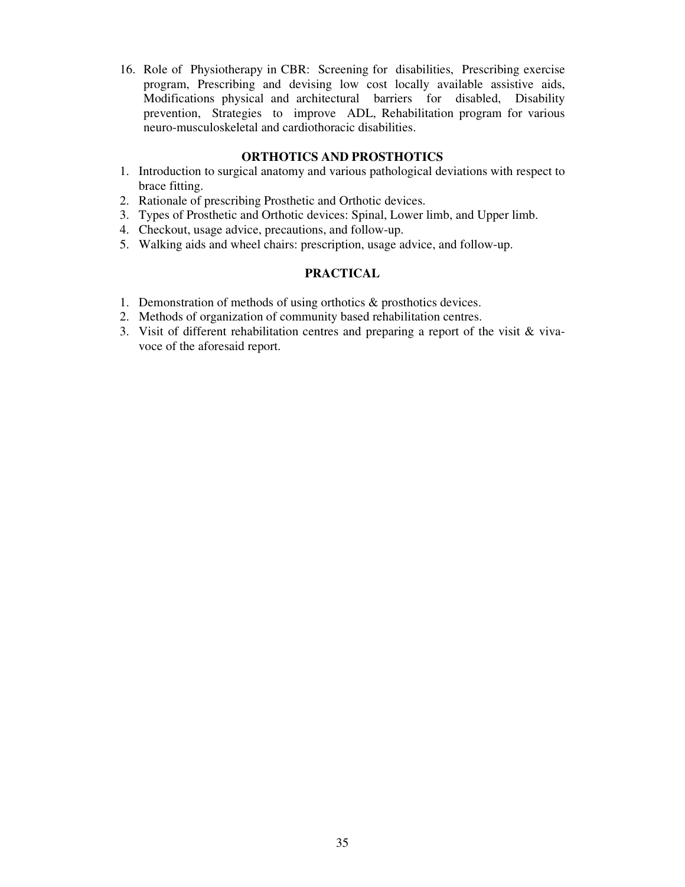16. Role of Physiotherapy in CBR: Screening for disabilities, Prescribing exercise program, Prescribing and devising low cost locally available assistive aids, Modifications physical and architectural barriers for disabled, Disability prevention, Strategies to improve ADL, Rehabilitation program for various neuro-musculoskeletal and cardiothoracic disabilities.

## ORTHOTICS AND PROSTHOTICS

1. Introduction to surgical anatomy and various pathological deviations with respect to brace fitting.
2. Rationale of prescribing Prosthetic and Orthotic devices.
3. Types of Prosthetic and Orthotic devices: Spinal, Lower limb, and Upper limb.
4. Checkout, usage advice, precautions, and follow-up.
5. Walking aids and wheel chairs: prescription, usage advice, and follow-up.

## PRACTICAL

1. Demonstration of methods of using orthotics & prosthotics devices.
2. Methods of organization of community based rehabilitation centres.
3. Visit of different rehabilitation centres and preparing a report of the visit & viva-voce of the aforesaid report.